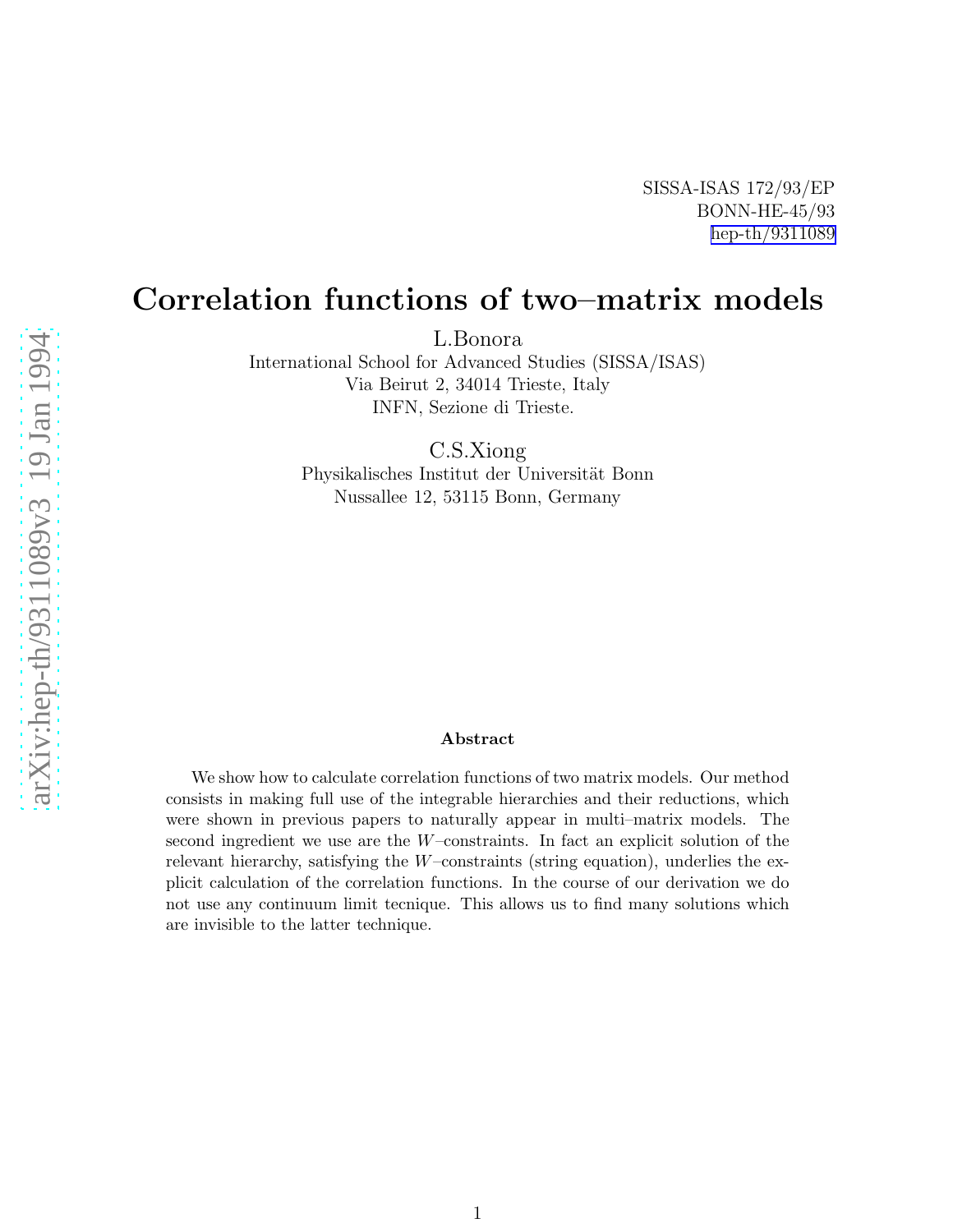SISSA-ISAS 172/93/EP
BONN-HE-45/93
hep-th/9311089

# Correlation functions of two–matrix models

L.Bonora
International School for Advanced Studies (SISSA/ISAS)
Via Beirut 2, 34014 Trieste, Italy
INFN, Sezione di Trieste.

C.S.Xiong
Physikalisches Institut der Universität Bonn
Nussallee 12, 53115 Bonn, Germany

### Abstract

We show how to calculate correlation functions of two matrix models. Our method consists in making full use of the integrable hierarchies and their reductions, which were shown in previous papers to naturally appear in multi–matrix models. The second ingredient we use are the $W$–constraints. In fact an explicit solution of the relevant hierarchy, satisfying the $W$–constraints (string equation), underlies the explicit calculation of the correlation functions. In the course of our derivation we do not use any continuum limit tecnique. This allows us to find many solutions which are invisible to the latter technique.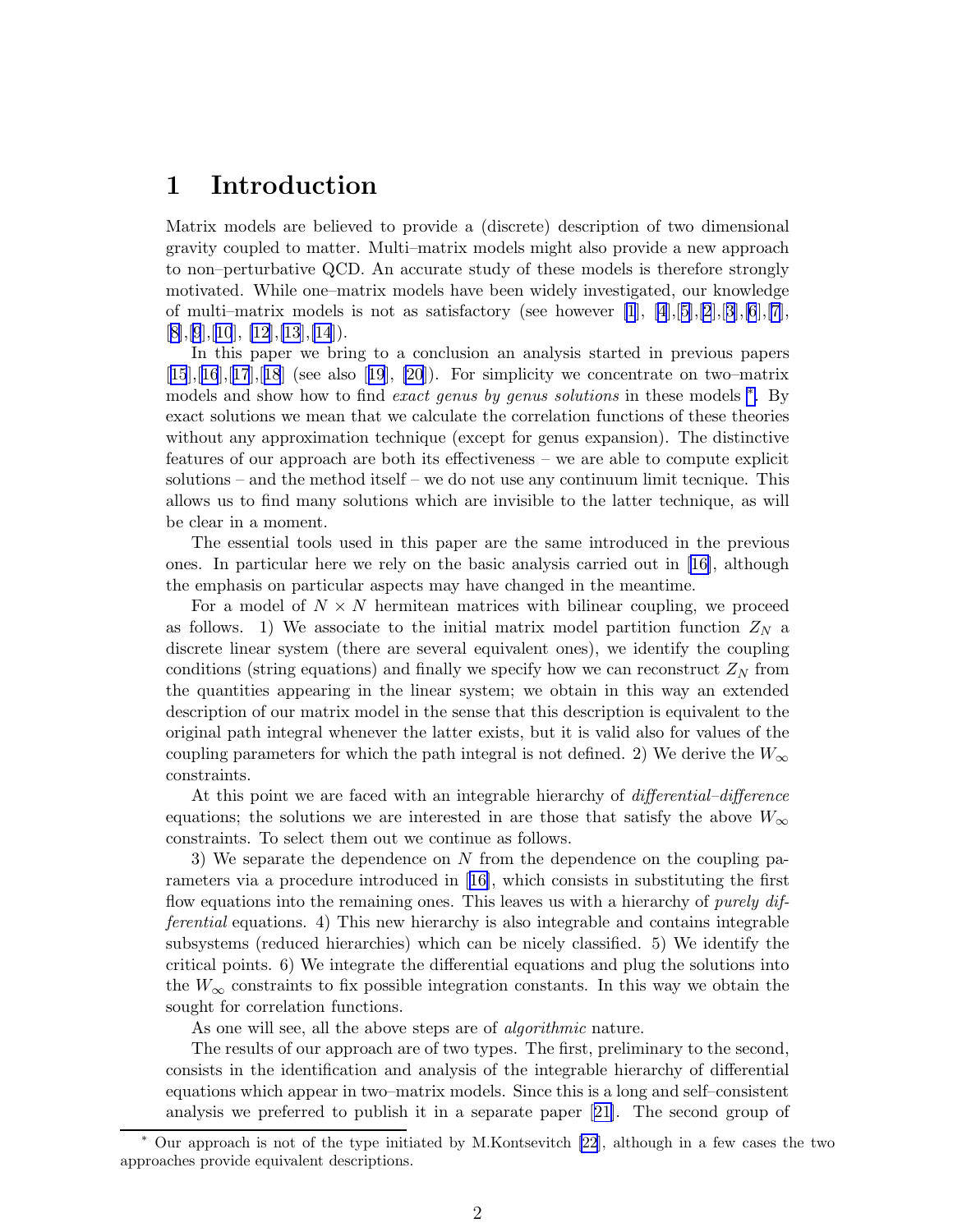# 1 Introduction

Matrix models are believed to provide a (discrete) description of two dimensional gravity coupled to matter. Multi–matrix models might also provide a new approach to non–perturbative QCD. An accurate study of these models is therefore strongly motivated. While one–matrix models have been widely investigated, our knowledge of multi–matrix models is not as satisfactory (see however [1], [4],[5],[2],[3],[6],[7], [8],[9],[10], [12],[13],[14]).

In this paper we bring to a conclusion an analysis started in previous papers [15],[16],[17],[18] (see also [19], [20]). For simplicity we concentrate on two–matrix models and show how to find *exact genus by genus solutions* in these models [*]. By exact solutions we mean that we calculate the correlation functions of these theories without any approximation technique (except for genus expansion). The distinctive features of our approach are both its effectiveness – we are able to compute explicit solutions – and the method itself – we do not use any continuum limit tecnique. This allows us to find many solutions which are invisible to the latter technique, as will be clear in a moment.

The essential tools used in this paper are the same introduced in the previous ones. In particular here we rely on the basic analysis carried out in [16], although the emphasis on particular aspects may have changed in the meantime.

For a model of $N \times N$ hermitean matrices with bilinear coupling, we proceed as follows. 1) We associate to the initial matrix model partition function $Z_N$ a discrete linear system (there are several equivalent ones), we identify the coupling conditions (string equations) and finally we specify how we can reconstruct $Z_N$ from the quantities appearing in the linear system; we obtain in this way an extended description of our matrix model in the sense that this description is equivalent to the original path integral whenever the latter exists, but it is valid also for values of the coupling parameters for which the path integral is not defined. 2) We derive the $W_\infty$ constraints.

At this point we are faced with an integrable hierarchy of *differential–difference* equations; the solutions we are interested in are those that satisfy the above $W_\infty$ constraints. To select them out we continue as follows.

3) We separate the dependence on $N$ from the dependence on the coupling parameters via a procedure introduced in [16], which consists in substituting the first flow equations into the remaining ones. This leaves us with a hierarchy of *purely differential* equations. 4) This new hierarchy is also integrable and contains integrable subsystems (reduced hierarchies) which can be nicely classified. 5) We identify the critical points. 6) We integrate the differential equations and plug the solutions into the $W_\infty$ constraints to fix possible integration constants. In this way we obtain the sought for correlation functions.

As one will see, all the above steps are of *algorithmic* nature.

The results of our approach are of two types. The first, preliminary to the second, consists in the identification and analysis of the integrable hierarchy of differential equations which appear in two–matrix models. Since this is a long and self–consistent analysis we preferred to publish it in a separate paper [21]. The second group of

---

[*] Our approach is not of the type initiated by M.Kontsevitch [22], although in a few cases the two approaches provide equivalent descriptions.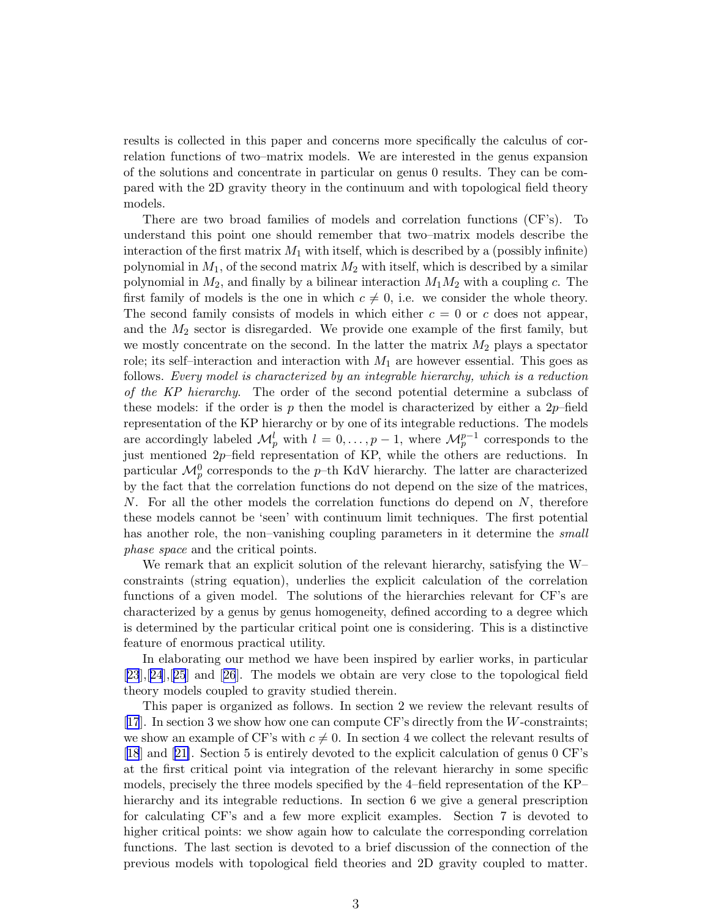results is collected in this paper and concerns more specifically the calculus of correlation functions of two–matrix models. We are interested in the genus expansion of the solutions and concentrate in particular on genus 0 results. They can be compared with the 2D gravity theory in the continuum and with topological field theory models.

There are two broad families of models and correlation functions (CF's). To understand this point one should remember that two–matrix models describe the interaction of the first matrix $M_1$ with itself, which is described by a (possibly infinite) polynomial in $M_1$, of the second matrix $M_2$ with itself, which is described by a similar polynomial in $M_2$, and finally by a bilinear interaction $M_1 M_2$ with a coupling $c$. The first family of models is the one in which $c \neq 0$, i.e. we consider the whole theory. The second family consists of models in which either $c = 0$ or $c$ does not appear, and the $M_2$ sector is disregarded. We provide one example of the first family, but we mostly concentrate on the second. In the latter the matrix $M_2$ plays a spectator role; its self–interaction and interaction with $M_1$ are however essential. This goes as follows. *Every model is characterized by an integrable hierarchy, which is a reduction of the KP hierarchy*. The order of the second potential determine a subclass of these models: if the order is $p$ then the model is characterized by either a $2p$–field representation of the KP hierarchy or by one of its integrable reductions. The models are accordingly labeled $\mathcal{M}_p^l$ with $l = 0, \ldots, p-1$, where $\mathcal{M}_p^{p-1}$ corresponds to the just mentioned $2p$–field representation of KP, while the others are reductions. In particular $\mathcal{M}_p^0$ corresponds to the $p$–th KdV hierarchy. The latter are characterized by the fact that the correlation functions do not depend on the size of the matrices, $N$. For all the other models the correlation functions do depend on $N$, therefore these models cannot be 'seen' with continuum limit techniques. The first potential has another role, the non–vanishing coupling parameters in it determine the *small phase space* and the critical points.

We remark that an explicit solution of the relevant hierarchy, satisfying the W–constraints (string equation), underlies the explicit calculation of the correlation functions of a given model. The solutions of the hierarchies relevant for CF's are characterized by a genus by genus homogeneity, defined according to a degree which is determined by the particular critical point one is considering. This is a distinctive feature of enormous practical utility.

In elaborating our method we have been inspired by earlier works, in particular [23],[24],[25] and [26]. The models we obtain are very close to the topological field theory models coupled to gravity studied therein.

This paper is organized as follows. In section 2 we review the relevant results of [17]. In section 3 we show how one can compute CF's directly from the $W$-constraints; we show an example of CF's with $c \neq 0$. In section 4 we collect the relevant results of [18] and [21]. Section 5 is entirely devoted to the explicit calculation of genus 0 CF's at the first critical point via integration of the relevant hierarchy in some specific models, precisely the three models specified by the 4–field representation of the KP–hierarchy and its integrable reductions. In section 6 we give a general prescription for calculating CF's and a few more explicit examples. Section 7 is devoted to higher critical points: we show again how to calculate the corresponding correlation functions. The last section is devoted to a brief discussion of the connection of the previous models with topological field theories and 2D gravity coupled to matter.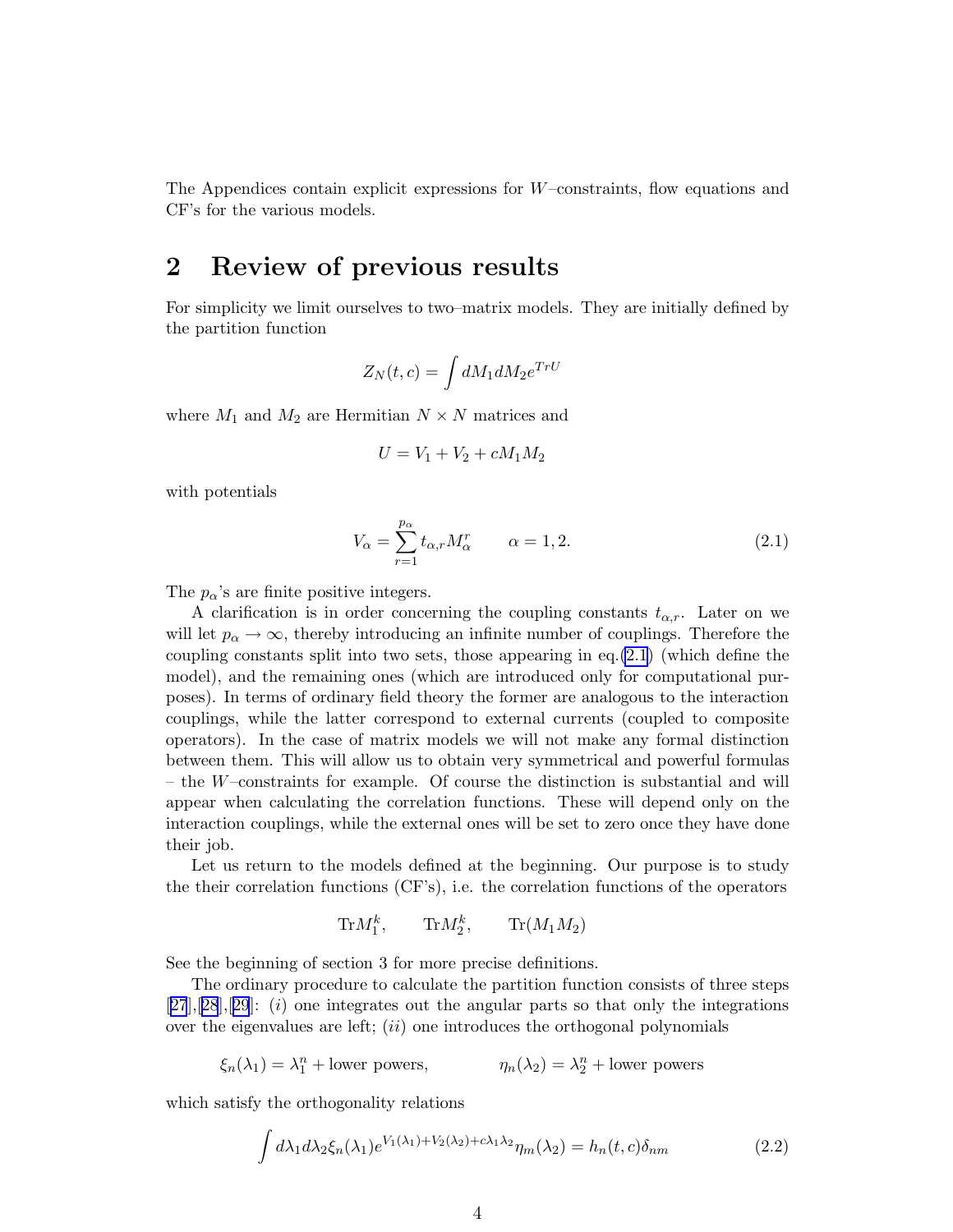The Appendices contain explicit expressions for $W$–constraints, flow equations and CF's for the various models.

## 2 Review of previous results

For simplicity we limit ourselves to two–matrix models. They are initially defined by the partition function

$$Z_N(t,c) = \int dM_1 dM_2 e^{TrU}$$

where $M_1$ and $M_2$ are Hermitian $N \times N$ matrices and

$$U = V_1 + V_2 + cM_1M_2$$

with potentials

$$V_\alpha = \sum_{r=1}^{p_\alpha} t_{\alpha,r} M_\alpha^r \qquad \alpha = 1, 2. \tag{2.1}$$

The $p_\alpha$'s are finite positive integers.

A clarification is in order concerning the coupling constants $t_{\alpha,r}$. Later on we will let $p_\alpha \to \infty$, thereby introducing an infinite number of couplings. Therefore the coupling constants split into two sets, those appearing in eq.(2.1) (which define the model), and the remaining ones (which are introduced only for computational purposes). In terms of ordinary field theory the former are analogous to the interaction couplings, while the latter correspond to external currents (coupled to composite operators). In the case of matrix models we will not make any formal distinction between them. This will allow us to obtain very symmetrical and powerful formulas – the $W$–constraints for example. Of course the distinction is substantial and will appear when calculating the correlation functions. These will depend only on the interaction couplings, while the external ones will be set to zero once they have done their job.

Let us return to the models defined at the beginning. Our purpose is to study the their correlation functions (CF's), i.e. the correlation functions of the operators

$$\mathrm{Tr} M_1^k, \qquad \mathrm{Tr} M_2^k, \qquad \mathrm{Tr}(M_1M_2)$$

See the beginning of section 3 for more precise definitions.

The ordinary procedure to calculate the partition function consists of three steps [27],[28],[29]: $(i)$ one integrates out the angular parts so that only the integrations over the eigenvalues are left; $(ii)$ one introduces the orthogonal polynomials

$$\xi_n(\lambda_1) = \lambda_1^n + \text{lower powers}, \qquad \eta_n(\lambda_2) = \lambda_2^n + \text{lower powers}$$

which satisfy the orthogonality relations

$$\int d\lambda_1 d\lambda_2 \xi_n(\lambda_1) e^{V_1(\lambda_1)+V_2(\lambda_2)+c\lambda_1\lambda_2} \eta_m(\lambda_2) = h_n(t,c)\delta_{nm} \tag{2.2}$$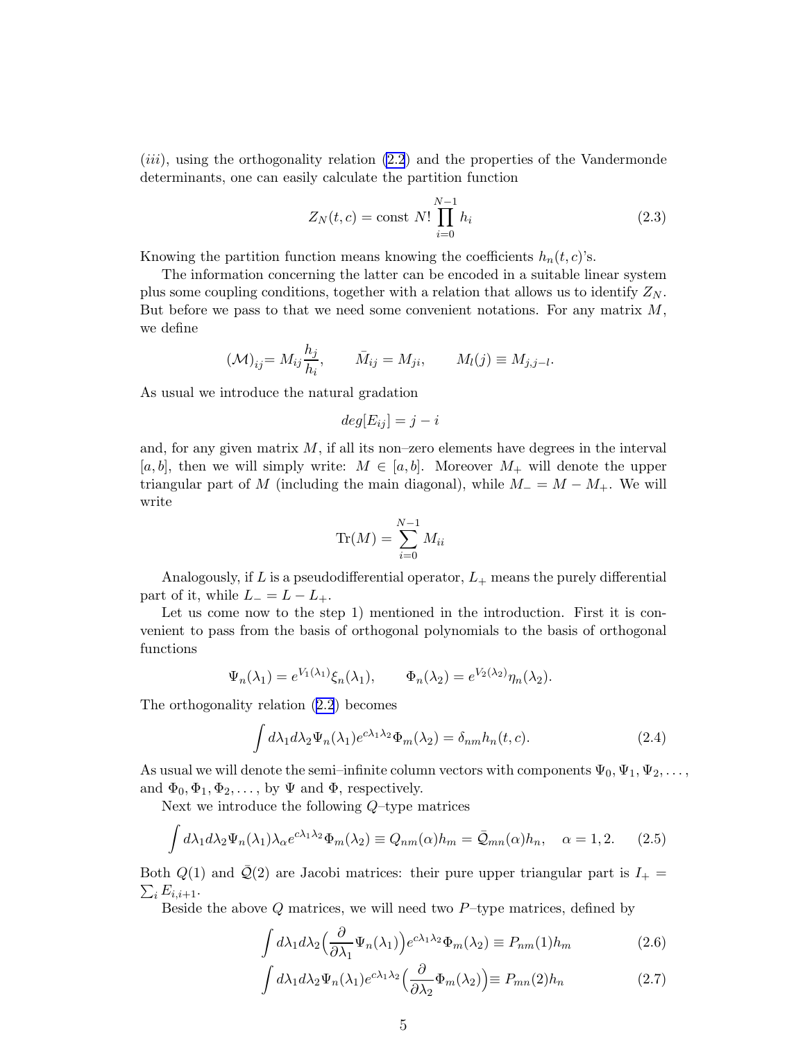(*iii*), using the orthogonality relation (2.2) and the properties of the Vandermonde determinants, one can easily calculate the partition function

$$Z_N(t,c) = \text{const } N! \prod_{i=0}^{N-1} h_i \tag{2.3}$$

Knowing the partition function means knowing the coefficients $h_n(t,c)$'s.

The information concerning the latter can be encoded in a suitable linear system plus some coupling conditions, together with a relation that allows us to identify $Z_N$. But before we pass to that we need some convenient notations. For any matrix $M$, we define

$$(\mathcal{M})_{ij} = M_{ij}\frac{h_j}{h_i}, \qquad \bar{M}_{ij} = M_{ji}, \qquad M_l(j) \equiv M_{j,j-l}.$$

As usual we introduce the natural gradation

$$deg[E_{ij}] = j - i$$

and, for any given matrix $M$, if all its non–zero elements have degrees in the interval $[a,b]$, then we will simply write: $M \in [a,b]$. Moreover $M_+$ will denote the upper triangular part of $M$ (including the main diagonal), while $M_- = M - M_+$. We will write

$$\text{Tr}(M) = \sum_{i=0}^{N-1} M_{ii}$$

Analogously, if $L$ is a pseudodifferential operator, $L_+$ means the purely differential part of it, while $L_- = L - L_+$.

Let us come now to the step 1) mentioned in the introduction. First it is convenient to pass from the basis of orthogonal polynomials to the basis of orthogonal functions

$$\Psi_n(\lambda_1) = e^{V_1(\lambda_1)}\xi_n(\lambda_1), \qquad \Phi_n(\lambda_2) = e^{V_2(\lambda_2)}\eta_n(\lambda_2).$$

The orthogonality relation (2.2) becomes

$$\int d\lambda_1 d\lambda_2 \Psi_n(\lambda_1) e^{c\lambda_1\lambda_2}\Phi_m(\lambda_2) = \delta_{nm}h_n(t,c). \tag{2.4}$$

As usual we will denote the semi–infinite column vectors with components $\Psi_0, \Psi_1, \Psi_2, \ldots$, and $\Phi_0, \Phi_1, \Phi_2, \ldots$, by $\Psi$ and $\Phi$, respectively.

Next we introduce the following $Q$–type matrices

$$\int d\lambda_1 d\lambda_2 \Psi_n(\lambda_1)\lambda_\alpha e^{c\lambda_1\lambda_2}\Phi_m(\lambda_2) \equiv Q_{nm}(\alpha)h_m = \bar{\mathcal{Q}}_{mn}(\alpha)h_n, \quad \alpha = 1,2. \tag{2.5}$$

Both $Q(1)$ and $\bar{\mathcal{Q}}(2)$ are Jacobi matrices: their pure upper triangular part is $I_+ = \sum_i E_{i,i+1}$.

Beside the above $Q$ matrices, we will need two $P$–type matrices, defined by

$$\int d\lambda_1 d\lambda_2 \Big(\frac{\partial}{\partial\lambda_1}\Psi_n(\lambda_1)\Big)e^{c\lambda_1\lambda_2}\Phi_m(\lambda_2) \equiv P_{nm}(1)h_m \tag{2.6}$$

$$\int d\lambda_1 d\lambda_2 \Psi_n(\lambda_1)e^{c\lambda_1\lambda_2}\Big(\frac{\partial}{\partial\lambda_2}\Phi_m(\lambda_2)\Big) \equiv P_{mn}(2)h_n \tag{2.7}$$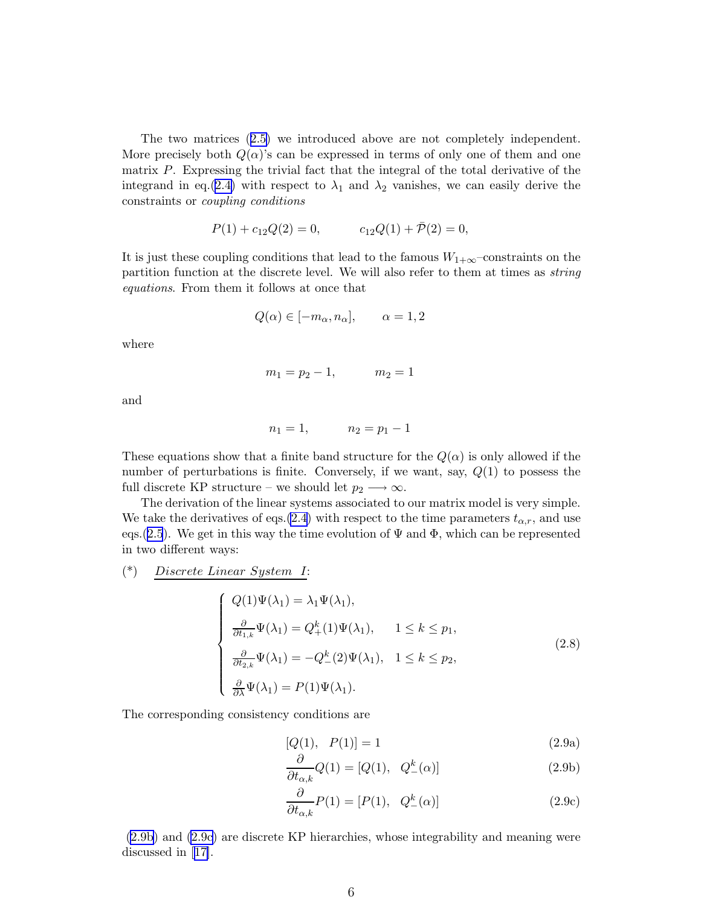The two matrices (2.5) we introduced above are not completely independent. More precisely both $Q(\alpha)$'s can be expressed in terms of only one of them and one matrix $P$. Expressing the trivial fact that the integral of the total derivative of the integrand in eq.(2.4) with respect to $\lambda_1$ and $\lambda_2$ vanishes, we can easily derive the constraints or *coupling conditions*

$$P(1) + c_{12}Q(2) = 0, \qquad c_{12}Q(1) + \bar{\mathcal{P}}(2) = 0,$$

It is just these coupling conditions that lead to the famous $W_{1+\infty}$–constraints on the partition function at the discrete level. We will also refer to them at times as *string equations*. From them it follows at once that

$$Q(\alpha) \in [-m_\alpha, n_\alpha], \qquad \alpha = 1, 2$$

where

$$m_1 = p_2 - 1, \qquad m_2 = 1$$

and

$$n_1 = 1, \qquad n_2 = p_1 - 1$$

These equations show that a finite band structure for the $Q(\alpha)$ is only allowed if the number of perturbations is finite. Conversely, if we want, say, $Q(1)$ to possess the full discrete KP structure – we should let $p_2 \longrightarrow \infty$.

The derivation of the linear systems associated to our matrix model is very simple. We take the derivatives of eqs.(2.4) with respect to the time parameters $t_{\alpha,r}$, and use eqs.(2.5). We get in this way the time evolution of $\Psi$ and $\Phi$, which can be represented in two different ways:

(*) <u>*Discrete Linear System I*</u>:

$$\begin{cases} Q(1)\Psi(\lambda_1) = \lambda_1 \Psi(\lambda_1), \\ \frac{\partial}{\partial t_{1,k}}\Psi(\lambda_1) = Q_+^k(1)\Psi(\lambda_1), \qquad 1 \leq k \leq p_1, \\ \frac{\partial}{\partial t_{2,k}}\Psi(\lambda_1) = -Q_-^k(2)\Psi(\lambda_1), \quad 1 \leq k \leq p_2, \\ \frac{\partial}{\partial \lambda}\Psi(\lambda_1) = P(1)\Psi(\lambda_1). \end{cases} \tag{2.8}$$

The corresponding consistency conditions are

$$[Q(1), \quad P(1)] = 1 \tag{2.9a}$$

$$\frac{\partial}{\partial t_{\alpha,k}}Q(1) = [Q(1), \quad Q_-^k(\alpha)] \tag{2.9b}$$

$$\frac{\partial}{\partial t_{\alpha,k}}P(1) = [P(1), \quad Q_-^k(\alpha)] \tag{2.9c}$$

(2.9b) and (2.9c) are discrete KP hierarchies, whose integrability and meaning were discussed in [17].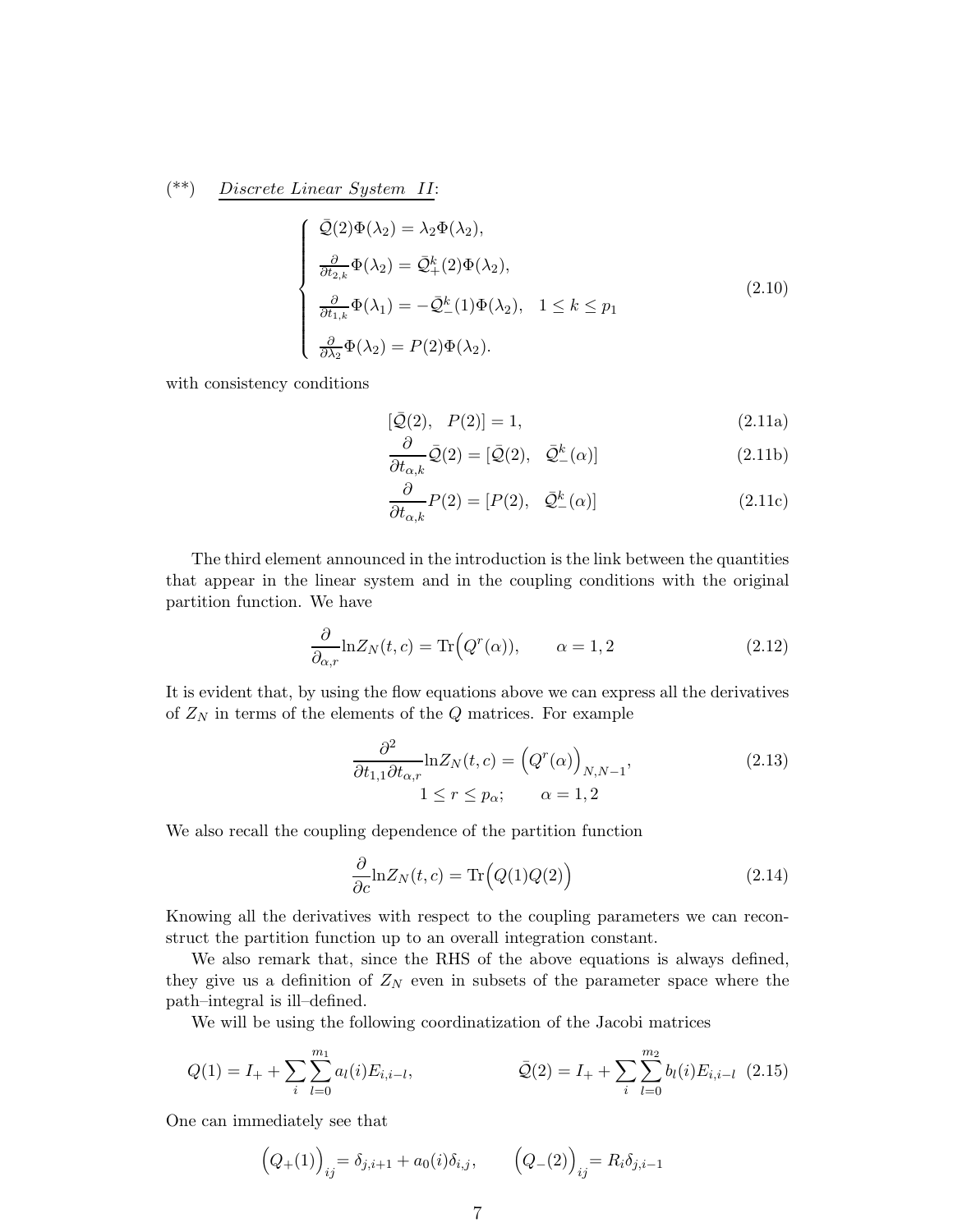(**) <u>*Discrete Linear System II*</u>:

$$
\begin{cases}
\bar{\mathcal{Q}}(2)\Phi(\lambda_2) = \lambda_2 \Phi(\lambda_2), \\
\frac{\partial}{\partial t_{2,k}} \Phi(\lambda_2) = \bar{\mathcal{Q}}_+^k(2)\Phi(\lambda_2), \\
\frac{\partial}{\partial t_{1,k}} \Phi(\lambda_1) = -\bar{\mathcal{Q}}_-^k(1)\Phi(\lambda_2), \quad 1 \le k \le p_1 \\
\frac{\partial}{\partial \lambda_2} \Phi(\lambda_2) = P(2)\Phi(\lambda_2).
\end{cases}
\tag{2.10}
$$

with consistency conditions

$$
[\bar{\mathcal{Q}}(2), \quad P(2)] = 1, \tag{2.11a}
$$

$$
\frac{\partial}{\partial t_{\alpha,k}} \bar{\mathcal{Q}}(2) = [\bar{\mathcal{Q}}(2), \quad \bar{\mathcal{Q}}_-^k(\alpha)] \tag{2.11b}
$$

$$
\frac{\partial}{\partial t_{\alpha,k}} P(2) = [P(2), \quad \bar{\mathcal{Q}}_-^k(\alpha)] \tag{2.11c}
$$

The third element announced in the introduction is the link between the quantities that appear in the linear system and in the coupling conditions with the original partition function. We have

$$
\frac{\partial}{\partial_{\alpha,r}} \ln Z_N(t,c) = \mathrm{Tr}\Big(Q^r(\alpha)\Big), \qquad \alpha = 1,2 \tag{2.12}
$$

It is evident that, by using the flow equations above we can express all the derivatives of $Z_N$ in terms of the elements of the $Q$ matrices. For example

$$
\frac{\partial^2}{\partial t_{1,1}\partial t_{\alpha,r}} \ln Z_N(t,c) = \Big(Q^r(\alpha)\Big)_{N,N-1}, \qquad 1 \le r \le p_\alpha; \qquad \alpha = 1,2 \tag{2.13}
$$

We also recall the coupling dependence of the partition function

$$
\frac{\partial}{\partial c} \ln Z_N(t,c) = \mathrm{Tr}\Big(Q(1)Q(2)\Big) \tag{2.14}
$$

Knowing all the derivatives with respect to the coupling parameters we can reconstruct the partition function up to an overall integration constant.

We also remark that, since the RHS of the above equations is always defined, they give us a definition of $Z_N$ even in subsets of the parameter space where the path–integral is ill–defined.

We will be using the following coordinatization of the Jacobi matrices

$$
Q(1) = I_+ + \sum_i \sum_{l=0}^{m_1} a_l(i) E_{i,i-l}, \qquad \bar{\mathcal{Q}}(2) = I_+ + \sum_i \sum_{l=0}^{m_2} b_l(i) E_{i,i-l} \tag{2.15}
$$

One can immediately see that

$$
\Big(Q_+(1)\Big)_{ij} = \delta_{j,i+1} + a_0(i)\delta_{i,j}, \qquad \Big(Q_-(2)\Big)_{ij} = R_i \delta_{j,i-1}
$$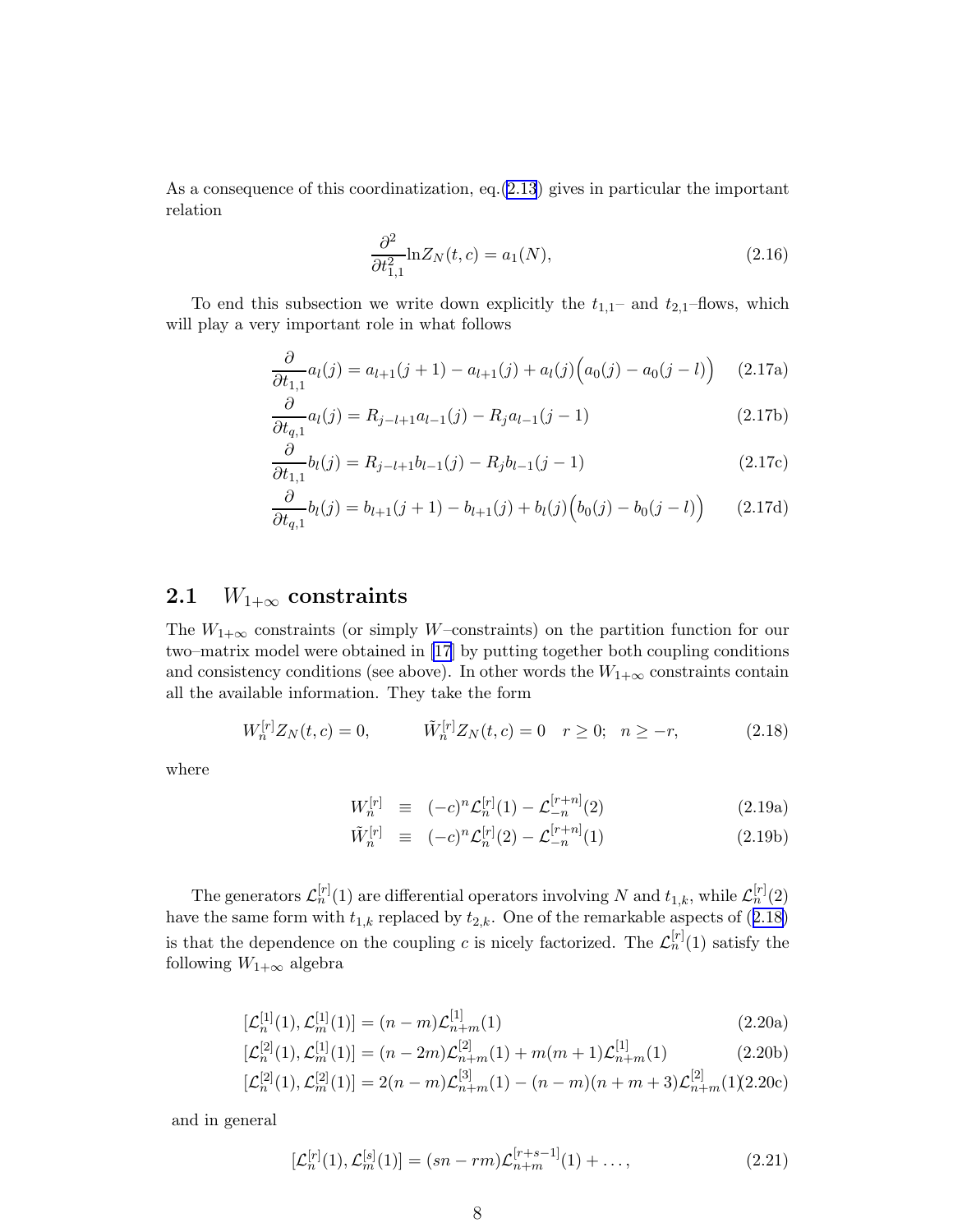As a consequence of this coordinatization, eq.(2.13) gives in particular the important relation

$$\frac{\partial^2}{\partial t_{1,1}^2}\ln Z_N(t,c) = a_1(N), \tag{2.16}$$

To end this subsection we write down explicitly the $t_{1,1}$– and $t_{2,1}$–flows, which will play a very important role in what follows

$$\frac{\partial}{\partial t_{1,1}} a_l(j) = a_{l+1}(j+1) - a_{l+1}(j) + a_l(j)\Big(a_0(j) - a_0(j-l)\Big) \tag{2.17a}$$

$$\frac{\partial}{\partial t_{q,1}} a_l(j) = R_{j-l+1}a_{l-1}(j) - R_j a_{l-1}(j-1) \tag{2.17b}$$

$$\frac{\partial}{\partial t_{1,1}} b_l(j) = R_{j-l+1}b_{l-1}(j) - R_j b_{l-1}(j-1) \tag{2.17c}$$

$$\frac{\partial}{\partial t_{q,1}} b_l(j) = b_{l+1}(j+1) - b_{l+1}(j) + b_l(j)\Big(b_0(j) - b_0(j-l)\Big) \tag{2.17d}$$

## 2.1 $W_{1+\infty}$ constraints

The $W_{1+\infty}$ constraints (or simply $W$–constraints) on the partition function for our two–matrix model were obtained in [17] by putting together both coupling conditions and consistency conditions (see above). In other words the $W_{1+\infty}$ constraints contain all the available information. They take the form

$$W_n^{[r]} Z_N(t,c) = 0, \qquad \tilde{W}_n^{[r]} Z_N(t,c) = 0 \quad r \geq 0; \;\; n \geq -r, \tag{2.18}$$

where

$$W_n^{[r]} \equiv (-c)^n \mathcal{L}_n^{[r]}(1) - \mathcal{L}_{-n}^{[r+n]}(2) \tag{2.19a}$$

$$\tilde{W}_n^{[r]} \equiv (-c)^n \mathcal{L}_n^{[r]}(2) - \mathcal{L}_{-n}^{[r+n]}(1) \tag{2.19b}$$

The generators $\mathcal{L}_n^{[r]}(1)$ are differential operators involving $N$ and $t_{1,k}$, while $\mathcal{L}_n^{[r]}(2)$ have the same form with $t_{1,k}$ replaced by $t_{2,k}$. One of the remarkable aspects of (2.18) is that the dependence on the coupling $c$ is nicely factorized. The $\mathcal{L}_n^{[r]}(1)$ satisfy the following $W_{1+\infty}$ algebra

$$[\mathcal{L}_n^{[1]}(1), \mathcal{L}_m^{[1]}(1)] = (n-m)\mathcal{L}_{n+m}^{[1]}(1) \tag{2.20a}$$

$$[\mathcal{L}_n^{[2]}(1), \mathcal{L}_m^{[1]}(1)] = (n-2m)\mathcal{L}_{n+m}^{[2]}(1) + m(m+1)\mathcal{L}_{n+m}^{[1]}(1) \tag{2.20b}$$

$$[\mathcal{L}_n^{[2]}(1), \mathcal{L}_m^{[2]}(1)] = 2(n-m)\mathcal{L}_{n+m}^{[3]}(1) - (n-m)(n+m+3)\mathcal{L}_{n+m}^{[2]}(1) \tag{2.20c}$$

and in general

$$[\mathcal{L}_n^{[r]}(1), \mathcal{L}_m^{[s]}(1)] = (sn - rm)\mathcal{L}_{n+m}^{[r+s-1]}(1) + \ldots, \tag{2.21}$$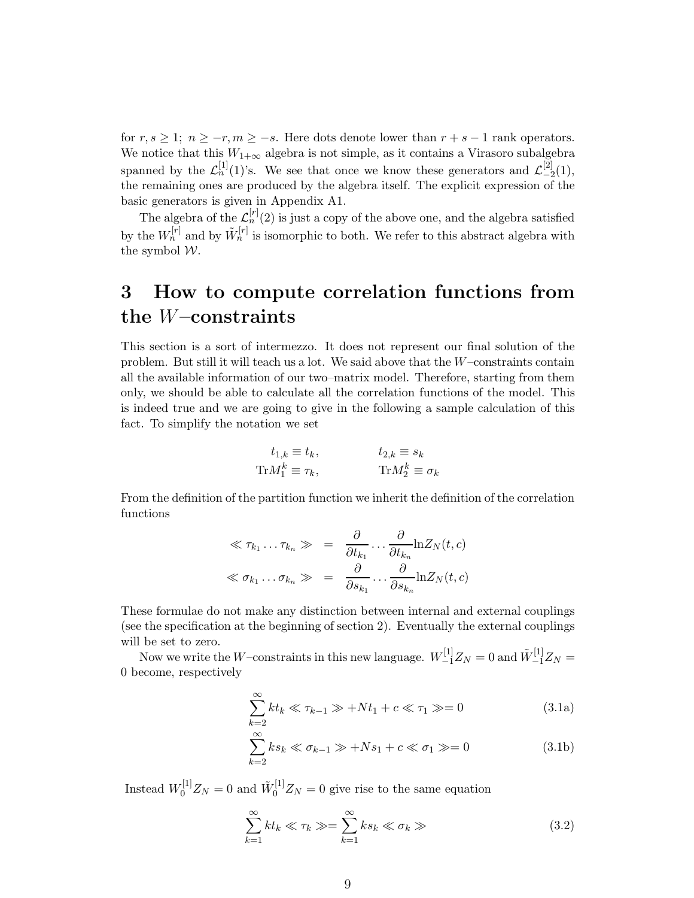for $r, s \geq 1;\ n \geq -r, m \geq -s$. Here dots denote lower than $r+s-1$ rank operators. We notice that this $W_{1+\infty}$ algebra is not simple, as it contains a Virasoro subalgebra spanned by the $\mathcal{L}_n^{[1]}(1)$'s. We see that once we know these generators and $\mathcal{L}_{-2}^{[2]}(1)$, the remaining ones are produced by the algebra itself. The explicit expression of the basic generators is given in Appendix A1.

The algebra of the $\mathcal{L}_n^{[r]}(2)$ is just a copy of the above one, and the algebra satisfied by the $W_n^{[r]}$ and by $\tilde{W}_n^{[r]}$ is isomorphic to both. We refer to this abstract algebra with the symbol $\mathcal{W}$.

# 3 How to compute correlation functions from the $W$–constraints

This section is a sort of intermezzo. It does not represent our final solution of the problem. But still it will teach us a lot. We said above that the $W$–constraints contain all the available information of our two–matrix model. Therefore, starting from them only, we should be able to calculate all the correlation functions of the model. This is indeed true and we are going to give in the following a sample calculation of this fact. To simplify the notation we set

$$
\begin{aligned}
t_{1,k} &\equiv t_k, & t_{2,k} &\equiv s_k \\
\mathrm{Tr} M_1^k &\equiv \tau_k, & \mathrm{Tr} M_2^k &\equiv \sigma_k
\end{aligned}
$$

From the definition of the partition function we inherit the definition of the correlation functions

$$
\begin{aligned}
\ll \tau_{k_1} \ldots \tau_{k_n} \gg &= \frac{\partial}{\partial t_{k_1}} \ldots \frac{\partial}{\partial t_{k_n}} \ln Z_N(t, c) \\
\ll \sigma_{k_1} \ldots \sigma_{k_n} \gg &= \frac{\partial}{\partial s_{k_1}} \ldots \frac{\partial}{\partial s_{k_n}} \ln Z_N(t, c)
\end{aligned}
$$

These formulae do not make any distinction between internal and external couplings (see the specification at the beginning of section 2). Eventually the external couplings will be set to zero.

Now we write the $W$–constraints in this new language. $W_{-1}^{[1]} Z_N = 0$ and $\tilde{W}_{-1}^{[1]} Z_N = 0$ become, respectively

$$
\sum_{k=2}^{\infty} k t_k \ll \tau_{k-1} \gg + N t_1 + c \ll \tau_1 \gg = 0 \tag{3.1a}
$$

$$
\sum_{k=2}^{\infty} k s_k \ll \sigma_{k-1} \gg + N s_1 + c \ll \sigma_1 \gg = 0 \tag{3.1b}
$$

Instead $W_0^{[1]} Z_N = 0$ and $\tilde{W}_0^{[1]} Z_N = 0$ give rise to the same equation

$$
\sum_{k=1}^{\infty} k t_k \ll \tau_k \gg = \sum_{k=1}^{\infty} k s_k \ll \sigma_k \gg \tag{3.2}
$$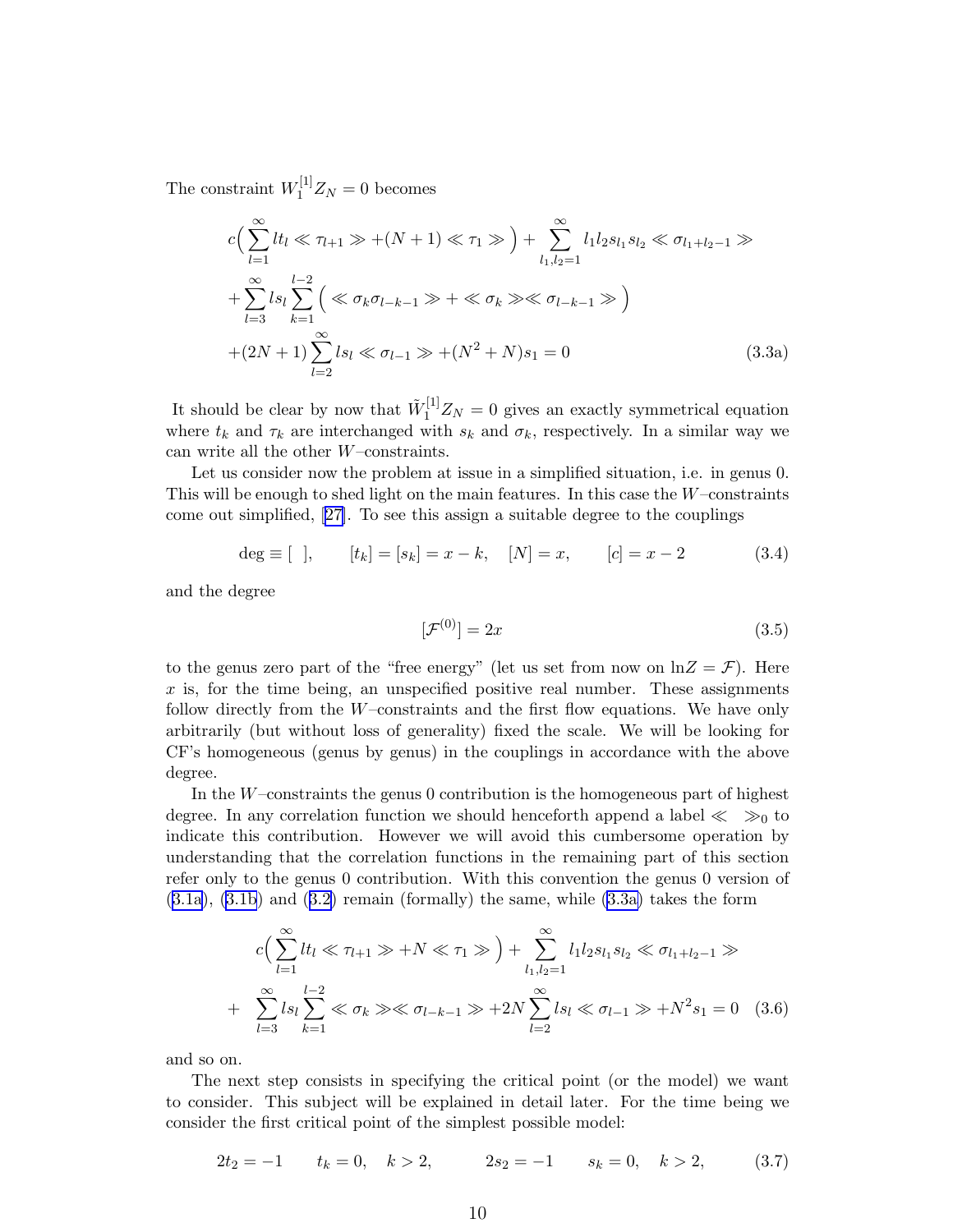The constraint $W_1^{[1]} Z_N = 0$ becomes

$$
\begin{aligned}
& c\Big(\sum_{l=1}^{\infty} l t_l \ll \tau_{l+1} \gg + (N+1) \ll \tau_1 \gg \Big) + \sum_{l_1,l_2=1}^{\infty} l_1 l_2 s_{l_1} s_{l_2} \ll \sigma_{l_1+l_2-1} \gg \\
& + \sum_{l=3}^{\infty} l s_l \sum_{k=1}^{l-2} \Big( \ll \sigma_k \sigma_{l-k-1} \gg + \ll \sigma_k \gg \ll \sigma_{l-k-1} \gg \Big) \\
& + (2N+1) \sum_{l=2}^{\infty} l s_l \ll \sigma_{l-1} \gg + (N^2+N) s_1 = 0
\end{aligned} \tag{3.3a}
$$

It should be clear by now that $\tilde{W}_1^{[1]} Z_N = 0$ gives an exactly symmetrical equation where $t_k$ and $\tau_k$ are interchanged with $s_k$ and $\sigma_k$, respectively. In a similar way we can write all the other $W$–constraints.

Let us consider now the problem at issue in a simplified situation, i.e. in genus 0. This will be enough to shed light on the main features. In this case the $W$–constraints come out simplified, [27]. To see this assign a suitable degree to the couplings

$$
\deg \equiv [\ \ ], \qquad [t_k] = [s_k] = x - k, \quad [N] = x, \qquad [c] = x - 2 \tag{3.4}
$$

and the degree

$$
[\mathcal{F}^{(0)}] = 2x \tag{3.5}
$$

to the genus zero part of the "free energy" (let us set from now on $\ln Z = \mathcal{F}$). Here $x$ is, for the time being, an unspecified positive real number. These assignments follow directly from the $W$–constraints and the first flow equations. We have only arbitrarily (but without loss of generality) fixed the scale. We will be looking for CF's homogeneous (genus by genus) in the couplings in accordance with the above degree.

In the $W$–constraints the genus 0 contribution is the homogeneous part of highest degree. In any correlation function we should henceforth append a label $\ll \ \ \gg_0$ to indicate this contribution. However we will avoid this cumbersome operation by understanding that the correlation functions in the remaining part of this section refer only to the genus 0 contribution. With this convention the genus 0 version of (3.1a), (3.1b) and (3.2) remain (formally) the same, while (3.3a) takes the form

$$
\begin{aligned}
& c\Big(\sum_{l=1}^{\infty} l t_l \ll \tau_{l+1} \gg + N \ll \tau_1 \gg \Big) + \sum_{l_1,l_2=1}^{\infty} l_1 l_2 s_{l_1} s_{l_2} \ll \sigma_{l_1+l_2-1} \gg \\
+ \ \ & \sum_{l=3}^{\infty} l s_l \sum_{k=1}^{l-2} \ll \sigma_k \gg \ll \sigma_{l-k-1} \gg + 2N \sum_{l=2}^{\infty} l s_l \ll \sigma_{l-1} \gg + N^2 s_1 = 0
\end{aligned} \tag{3.6}
$$

and so on.

The next step consists in specifying the critical point (or the model) we want to consider. This subject will be explained in detail later. For the time being we consider the first critical point of the simplest possible model:

$$
2t_2 = -1 \qquad t_k = 0, \quad k > 2, \qquad\quad 2s_2 = -1 \qquad s_k = 0, \quad k > 2, \tag{3.7}
$$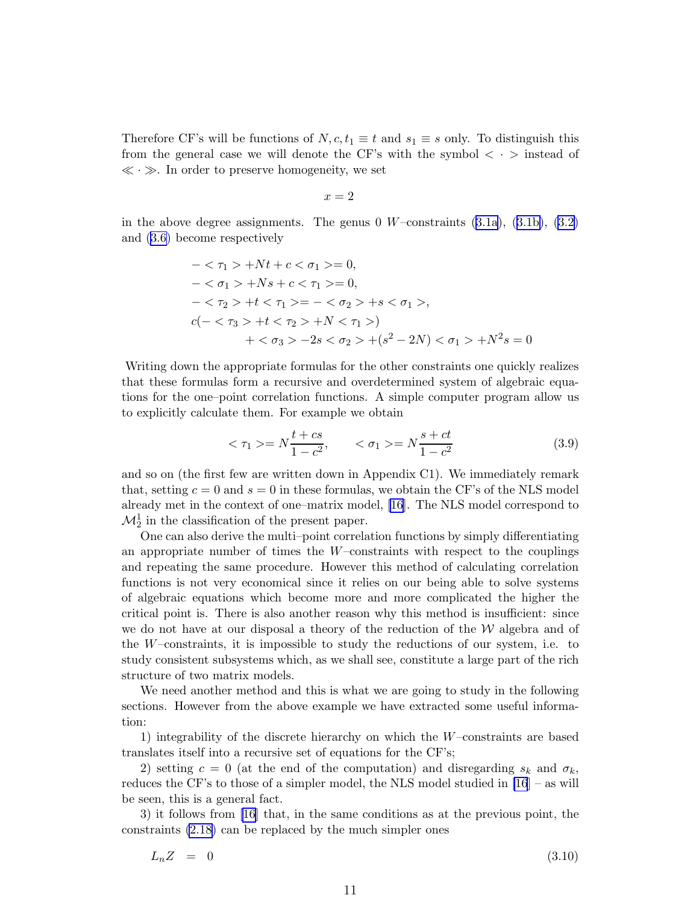Therefore CF's will be functions of $N, c, t_1 \equiv t$ and $s_1 \equiv s$ only. To distinguish this from the general case we will denote the CF's with the symbol $< \cdot >$ instead of $\ll \cdot \gg$. In order to preserve homogeneity, we set

$$x = 2$$

in the above degree assignments. The genus 0 $W$–constraints (3.1a), (3.1b), (3.2) and (3.6) become respectively

$$
\begin{aligned}
&- < \tau_1 > + Nt + c < \sigma_1 > = 0, \\
&- < \sigma_1 > + Ns + c < \tau_1 > = 0, \\
&- < \tau_2 > + t < \tau_1 > = - < \sigma_2 > + s < \sigma_1 >, \\
&c(- < \tau_3 > + t < \tau_2 > + N < \tau_1 >) \\
&\qquad + < \sigma_3 > - 2s < \sigma_2 > + (s^2 - 2N) < \sigma_1 > + N^2 s = 0
\end{aligned}
$$

Writing down the appropriate formulas for the other constraints one quickly realizes that these formulas form a recursive and overdetermined system of algebraic equations for the one–point correlation functions. A simple computer program allow us to explicitly calculate them. For example we obtain

$$< \tau_1 > = N \frac{t + cs}{1 - c^2}, \qquad < \sigma_1 > = N \frac{s + ct}{1 - c^2} \tag{3.9}$$

and so on (the first few are written down in Appendix C1). We immediately remark that, setting $c = 0$ and $s = 0$ in these formulas, we obtain the CF's of the NLS model already met in the context of one–matrix model, [16]. The NLS model correspond to $\mathcal{M}_2^1$ in the classification of the present paper.

One can also derive the multi–point correlation functions by simply differentiating an appropriate number of times the $W$–constraints with respect to the couplings and repeating the same procedure. However this method of calculating correlation functions is not very economical since it relies on our being able to solve systems of algebraic equations which become more and more complicated the higher the critical point is. There is also another reason why this method is insufficient: since we do not have at our disposal a theory of the reduction of the $\mathcal{W}$ algebra and of the $W$–constraints, it is impossible to study the reductions of our system, i.e. to study consistent subsystems which, as we shall see, constitute a large part of the rich structure of two matrix models.

We need another method and this is what we are going to study in the following sections. However from the above example we have extracted some useful information:

1) integrability of the discrete hierarchy on which the $W$–constraints are based translates itself into a recursive set of equations for the CF's;

2) setting $c = 0$ (at the end of the computation) and disregarding $s_k$ and $\sigma_k$, reduces the CF's to those of a simpler model, the NLS model studied in [16] – as will be seen, this is a general fact.

3) it follows from [16] that, in the same conditions as at the previous point, the constraints (2.18) can be replaced by the much simpler ones

$$L_n Z \;\; = \;\; 0 \tag{3.10}$$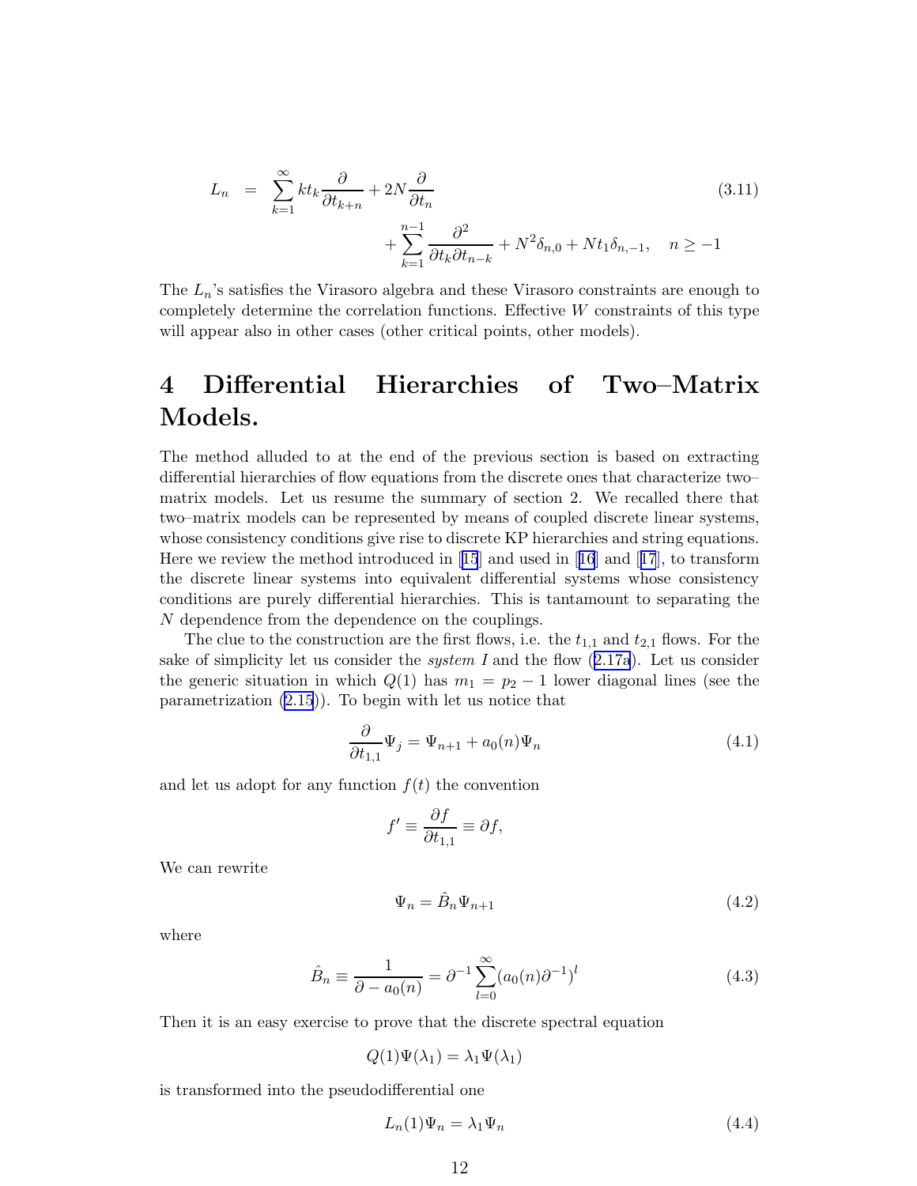$$
\begin{aligned}
L_n \quad = \quad & \sum_{k=1}^{\infty} k t_k \frac{\partial}{\partial t_{k+n}} + 2N \frac{\partial}{\partial t_n} \\
& + \sum_{k=1}^{n-1} \frac{\partial^2}{\partial t_k \partial t_{n-k}} + N^2 \delta_{n,0} + N t_1 \delta_{n,-1}, \quad n \geq -1
\end{aligned}
\tag{3.11}
$$

The $L_n$'s satisfies the Virasoro algebra and these Virasoro constraints are enough to completely determine the correlation functions. Effective $W$ constraints of this type will appear also in other cases (other critical points, other models).

# 4 Differential Hierarchies of Two–Matrix Models.

The method alluded to at the end of the previous section is based on extracting differential hierarchies of flow equations from the discrete ones that characterize two–matrix models. Let us resume the summary of section 2. We recalled there that two–matrix models can be represented by means of coupled discrete linear systems, whose consistency conditions give rise to discrete KP hierarchies and string equations. Here we review the method introduced in [15] and used in [16] and [17], to transform the discrete linear systems into equivalent differential systems whose consistency conditions are purely differential hierarchies. This is tantamount to separating the $N$ dependence from the dependence on the couplings.

The clue to the construction are the first flows, i.e. the $t_{1,1}$ and $t_{2,1}$ flows. For the sake of simplicity let us consider the *system I* and the flow (2.17a). Let us consider the generic situation in which $Q(1)$ has $m_1 = p_2 - 1$ lower diagonal lines (see the parametrization (2.15)). To begin with let us notice that

$$
\frac{\partial}{\partial t_{1,1}} \Psi_j = \Psi_{n+1} + a_0(n) \Psi_n \tag{4.1}
$$

and let us adopt for any function $f(t)$ the convention

$$
f' \equiv \frac{\partial f}{\partial t_{1,1}} \equiv \partial f,
$$

We can rewrite

$$
\Psi_n = \hat{B}_n \Psi_{n+1} \tag{4.2}
$$

where

$$
\hat{B}_n \equiv \frac{1}{\partial - a_0(n)} = \partial^{-1} \sum_{l=0}^{\infty} (a_0(n) \partial^{-1})^l \tag{4.3}
$$

Then it is an easy exercise to prove that the discrete spectral equation

$$
Q(1) \Psi(\lambda_1) = \lambda_1 \Psi(\lambda_1)
$$

is transformed into the pseudodifferential one

$$
L_n(1) \Psi_n = \lambda_1 \Psi_n \tag{4.4}
$$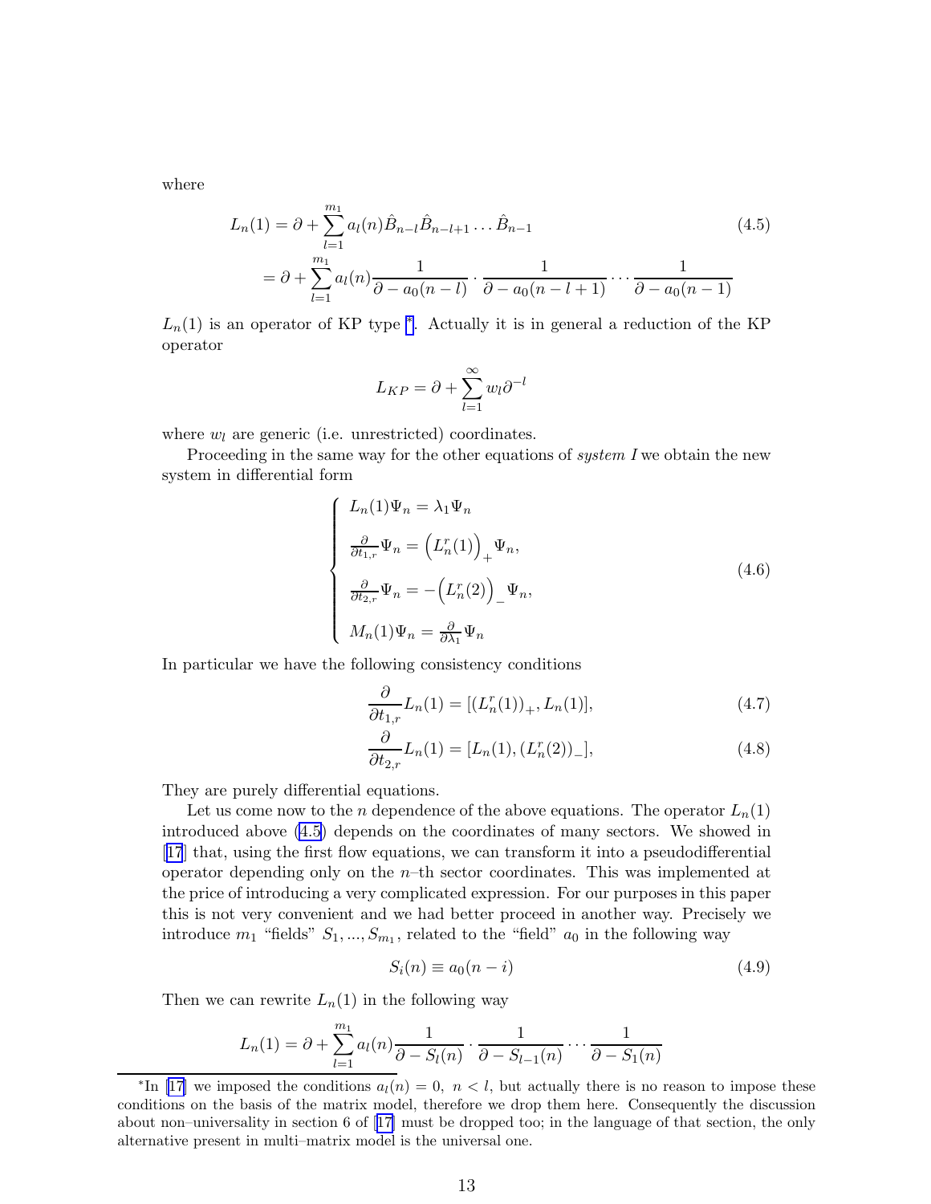where

$$
\begin{aligned}
L_n(1) &= \partial + \sum_{l=1}^{m_1} a_l(n) \hat{B}_{n-l} \hat{B}_{n-l+1} \dots \hat{B}_{n-1} \\
&= \partial + \sum_{l=1}^{m_1} a_l(n) \frac{1}{\partial - a_0(n-l)} \cdot \frac{1}{\partial - a_0(n-l+1)} \cdots \frac{1}{\partial - a_0(n-1)}
\end{aligned} \tag{4.5}
$$

$L_n(1)$ is an operator of KP type [*]. Actually it is in general a reduction of the KP operator

$$
L_{KP} = \partial + \sum_{l=1}^{\infty} w_l \partial^{-l}
$$

where $w_l$ are generic (i.e. unrestricted) coordinates.

Proceeding in the same way for the other equations of *system I* we obtain the new system in differential form

$$
\left\{
\begin{array}{l}
L_n(1)\Psi_n = \lambda_1 \Psi_n \\[2mm]
\frac{\partial}{\partial t_{1,r}} \Psi_n = \Big( L_n^r(1) \Big)_+ \Psi_n, \\[2mm]
\frac{\partial}{\partial t_{2,r}} \Psi_n = - \Big( L_n^r(2) \Big)_- \Psi_n, \\[2mm]
M_n(1)\Psi_n = \frac{\partial}{\partial \lambda_1} \Psi_n
\end{array}
\right. \tag{4.6}
$$

In particular we have the following consistency conditions

$$
\frac{\partial}{\partial t_{1,r}} L_n(1) = [(L_n^r(1))_+, L_n(1)], \tag{4.7}
$$

$$
\frac{\partial}{\partial t_{2,r}} L_n(1) = [L_n(1), (L_n^r(2))_-], \tag{4.8}
$$

They are purely differential equations.

Let us come now to the $n$ dependence of the above equations. The operator $L_n(1)$ introduced above (4.5) depends on the coordinates of many sectors. We showed in [17] that, using the first flow equations, we can transform it into a pseudodifferential operator depending only on the $n$–th sector coordinates. This was implemented at the price of introducing a very complicated expression. For our purposes in this paper this is not very convenient and we had better proceed in another way. Precisely we introduce $m_1$ "fields" $S_1, ..., S_{m_1}$, related to the "field" $a_0$ in the following way

$$
S_i(n) \equiv a_0(n-i) \tag{4.9}
$$

Then we can rewrite $L_n(1)$ in the following way

$$
L_n(1) = \partial + \sum_{l=1}^{m_1} a_l(n) \frac{1}{\partial - S_l(n)} \cdot \frac{1}{\partial - S_{l-1}(n)} \cdots \frac{1}{\partial - S_1(n)}
$$

[*] In [17] we imposed the conditions $a_l(n) = 0, \ n < l$, but actually there is no reason to impose these conditions on the basis of the matrix model, therefore we drop them here. Consequently the discussion about non–universality in section 6 of [17] must be dropped too; in the language of that section, the only alternative present in multi–matrix model is the universal one.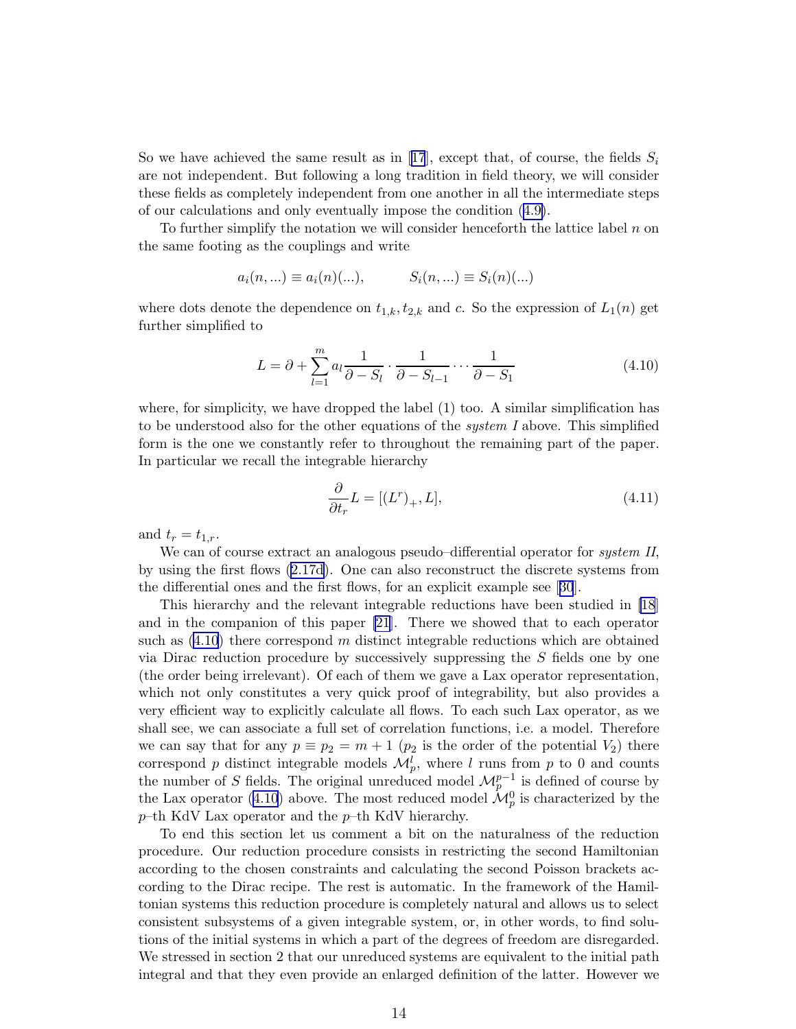So we have achieved the same result as in [17], except that, of course, the fields $S_i$ are not independent. But following a long tradition in field theory, we will consider these fields as completely independent from one another in all the intermediate steps of our calculations and only eventually impose the condition (4.9).

To further simplify the notation we will consider henceforth the lattice label $n$ on the same footing as the couplings and write

$$a_i(n,...) \equiv a_i(n)(...), \qquad S_i(n,...) \equiv S_i(n)(...)$$

where dots denote the dependence on $t_{1,k}, t_{2,k}$ and $c$. So the expression of $L_1(n)$ get further simplified to

$$L = \partial + \sum_{l=1}^{m} a_l \frac{1}{\partial - S_l} \cdot \frac{1}{\partial - S_{l-1}} \cdots \frac{1}{\partial - S_1} \tag{4.10}$$

where, for simplicity, we have dropped the label (1) too. A similar simplification has to be understood also for the other equations of the *system I* above. This simplified form is the one we constantly refer to throughout the remaining part of the paper. In particular we recall the integrable hierarchy

$$\frac{\partial}{\partial t_r} L = [(L^r)_+, L], \tag{4.11}$$

and $t_r = t_{1,r}$.

We can of course extract an analogous pseudo–differential operator for *system II*, by using the first flows (2.17d). One can also reconstruct the discrete systems from the differential ones and the first flows, for an explicit example see [30].

This hierarchy and the relevant integrable reductions have been studied in [18] and in the companion of this paper [21]. There we showed that to each operator such as (4.10) there correspond $m$ distinct integrable reductions which are obtained via Dirac reduction procedure by successively suppressing the $S$ fields one by one (the order being irrelevant). Of each of them we gave a Lax operator representation, which not only constitutes a very quick proof of integrability, but also provides a very efficient way to explicitly calculate all flows. To each such Lax operator, as we shall see, we can associate a full set of correlation functions, i.e. a model. Therefore we can say that for any $p \equiv p_2 = m + 1$ ($p_2$ is the order of the potential $V_2$) there correspond $p$ distinct integrable models $\mathcal{M}_p^l$, where $l$ runs from $p$ to 0 and counts the number of $S$ fields. The original unreduced model $\mathcal{M}_p^{p-1}$ is defined of course by the Lax operator (4.10) above. The most reduced model $\mathcal{M}_p^0$ is characterized by the $p$–th KdV Lax operator and the $p$–th KdV hierarchy.

To end this section let us comment a bit on the naturalness of the reduction procedure. Our reduction procedure consists in restricting the second Hamiltonian according to the chosen constraints and calculating the second Poisson brackets according to the Dirac recipe. The rest is automatic. In the framework of the Hamiltonian systems this reduction procedure is completely natural and allows us to select consistent subsystems of a given integrable system, or, in other words, to find solutions of the initial systems in which a part of the degrees of freedom are disregarded. We stressed in section 2 that our unreduced systems are equivalent to the initial path integral and that they even provide an enlarged definition of the latter. However we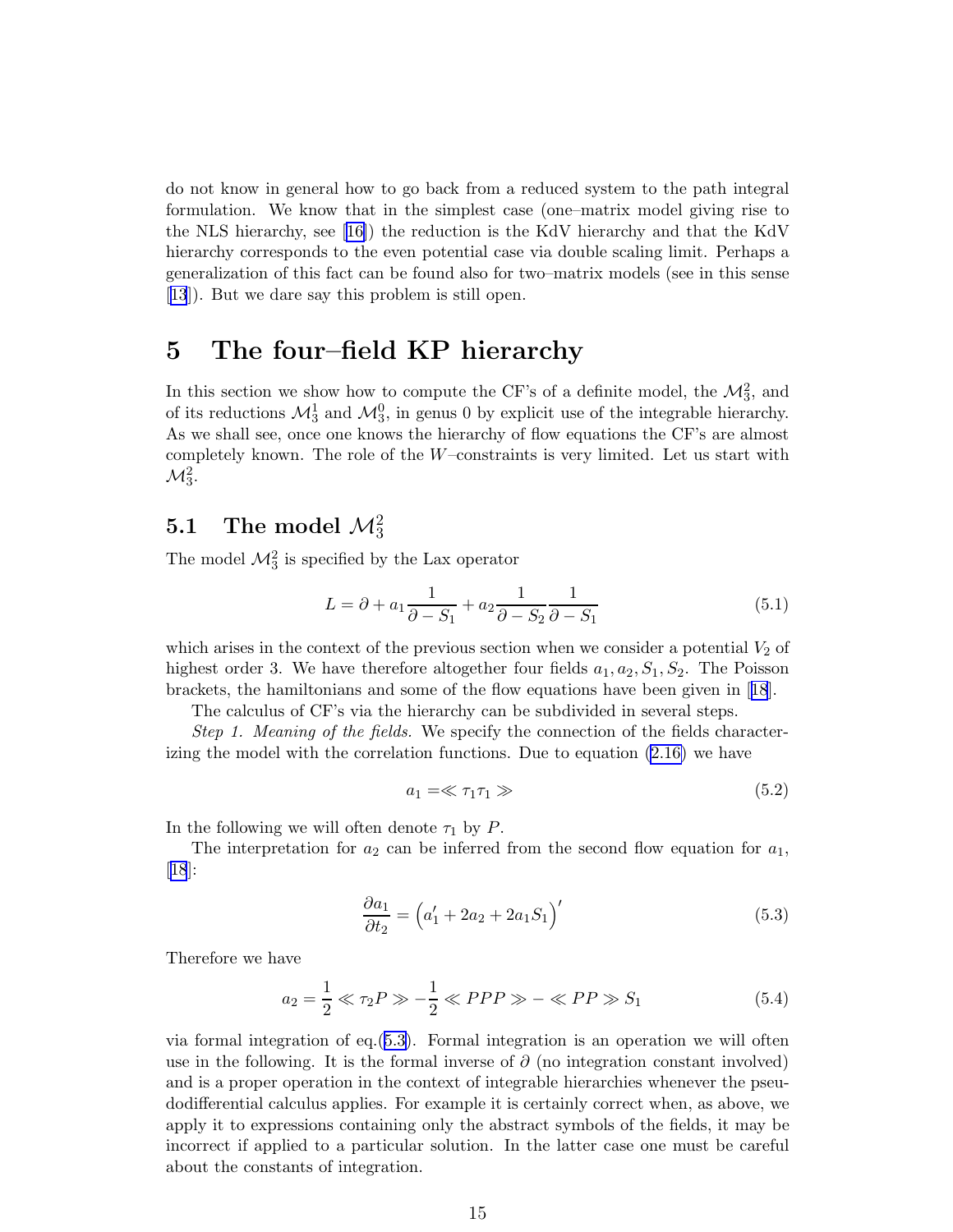do not know in general how to go back from a reduced system to the path integral formulation. We know that in the simplest case (one–matrix model giving rise to the NLS hierarchy, see [16]) the reduction is the KdV hierarchy and that the KdV hierarchy corresponds to the even potential case via double scaling limit. Perhaps a generalization of this fact can be found also for two–matrix models (see in this sense [13]). But we dare say this problem is still open.

# 5 The four–field KP hierarchy

In this section we show how to compute the CF's of a definite model, the $\mathcal{M}_3^2$, and of its reductions $\mathcal{M}_3^1$ and $\mathcal{M}_3^0$, in genus 0 by explicit use of the integrable hierarchy. As we shall see, once one knows the hierarchy of flow equations the CF's are almost completely known. The role of the $W$–constraints is very limited. Let us start with $\mathcal{M}_3^2$.

## 5.1 The model $\mathcal{M}_3^2$

The model $\mathcal{M}_3^2$ is specified by the Lax operator

$$L = \partial + a_1 \frac{1}{\partial - S_1} + a_2 \frac{1}{\partial - S_2} \frac{1}{\partial - S_1} \tag{5.1}$$

which arises in the context of the previous section when we consider a potential $V_2$ of highest order 3. We have therefore altogether four fields $a_1, a_2, S_1, S_2$. The Poisson brackets, the hamiltonians and some of the flow equations have been given in [18].

The calculus of CF's via the hierarchy can be subdivided in several steps.

*Step 1. Meaning of the fields.* We specify the connection of the fields characterizing the model with the correlation functions. Due to equation (2.16) we have

$$a_1 = \ll \tau_1 \tau_1 \gg \tag{5.2}$$

In the following we will often denote $\tau_1$ by $P$.

The interpretation for $a_2$ can be inferred from the second flow equation for $a_1$, [18]:

$$\frac{\partial a_1}{\partial t_2} = \Big( a_1' + 2a_2 + 2a_1 S_1 \Big)' \tag{5.3}$$

Therefore we have

$$a_2 = \frac{1}{2} \ll \tau_2 P \gg - \frac{1}{2} \ll PPP \gg - \ll PP \gg S_1 \tag{5.4}$$

via formal integration of eq.(5.3). Formal integration is an operation we will often use in the following. It is the formal inverse of $\partial$ (no integration constant involved) and is a proper operation in the context of integrable hierarchies whenever the pseudodifferential calculus applies. For example it is certainly correct when, as above, we apply it to expressions containing only the abstract symbols of the fields, it may be incorrect if applied to a particular solution. In the latter case one must be careful about the constants of integration.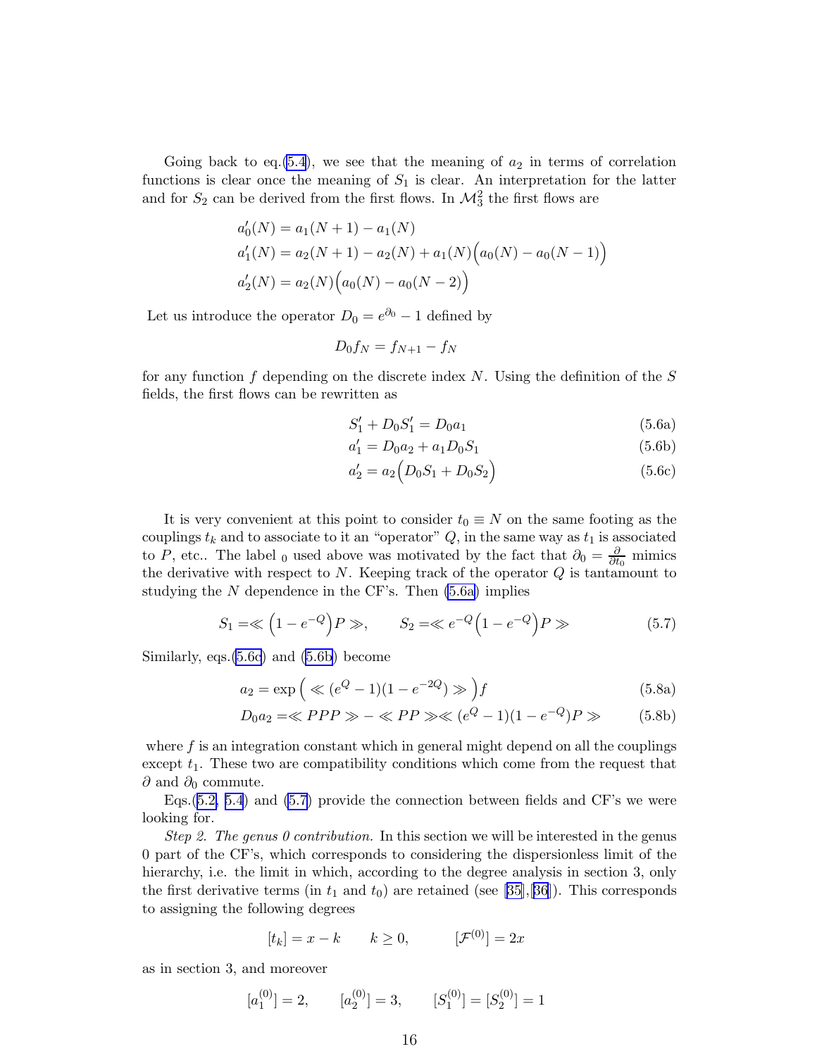Going back to eq.(5.4), we see that the meaning of $a_2$ in terms of correlation functions is clear once the meaning of $S_1$ is clear. An interpretation for the latter and for $S_2$ can be derived from the first flows. In $\mathcal{M}_3^2$ the first flows are

$$
\begin{aligned}
a_0'(N) &= a_1(N+1) - a_1(N)\\
a_1'(N) &= a_2(N+1) - a_2(N) + a_1(N)\Big(a_0(N) - a_0(N-1)\Big)\\
a_2'(N) &= a_2(N)\Big(a_0(N) - a_0(N-2)\Big)
\end{aligned}
$$

Let us introduce the operator $D_0 = e^{\partial_0} - 1$ defined by

$$
D_0 f_N = f_{N+1} - f_N
$$

for any function $f$ depending on the discrete index $N$. Using the definition of the $S$ fields, the first flows can be rewritten as

$$
S_1' + D_0 S_1' = D_0 a_1 \tag{5.6a}
$$

$$
a_1' = D_0 a_2 + a_1 D_0 S_1 \tag{5.6b}
$$

$$
a_2' = a_2\Big(D_0 S_1 + D_0 S_2\Big) \tag{5.6c}
$$

It is very convenient at this point to consider $t_0 \equiv N$ on the same footing as the couplings $t_k$ and to associate to it an "operator" $Q$, in the same way as $t_1$ is associated to $P$, etc.. The label $_0$ used above was motivated by the fact that $\partial_0 = \frac{\partial}{\partial t_0}$ mimics the derivative with respect to $N$. Keeping track of the operator $Q$ is tantamount to studying the $N$ dependence in the CF's. Then (5.6a) implies

$$
S_1 = \ll \Big(1 - e^{-Q}\Big) P \gg, \qquad S_2 = \ll e^{-Q}\Big(1 - e^{-Q}\Big) P \gg \tag{5.7}
$$

Similarly, eqs.(5.6c) and (5.6b) become

$$
a_2 = \exp\Big( \ll (e^{Q} - 1)(1 - e^{-2Q}) \gg \Big) f \tag{5.8a}
$$

$$
D_0 a_2 = \ll PPP \gg - \ll PP \gg \ll (e^{Q} - 1)(1 - e^{-Q}) P \gg \tag{5.8b}
$$

where $f$ is an integration constant which in general might depend on all the couplings except $t_1$. These two are compatibility conditions which come from the request that $\partial$ and $\partial_0$ commute.

Eqs.(5.2, 5.4) and (5.7) provide the connection between fields and CF's we were looking for.

*Step 2. The genus 0 contribution.* In this section we will be interested in the genus 0 part of the CF's, which corresponds to considering the dispersionless limit of the hierarchy, i.e. the limit in which, according to the degree analysis in section 3, only the first derivative terms (in $t_1$ and $t_0$) are retained (see [35],[36]). This corresponds to assigning the following degrees

$$
[t_k] = x - k \qquad k \geq 0, \qquad\qquad [\mathcal{F}^{(0)}] = 2x
$$

as in section 3, and moreover

$$
[a_1^{(0)}] = 2, \qquad [a_2^{(0)}] = 3, \qquad [S_1^{(0)}] = [S_2^{(0)}] = 1
$$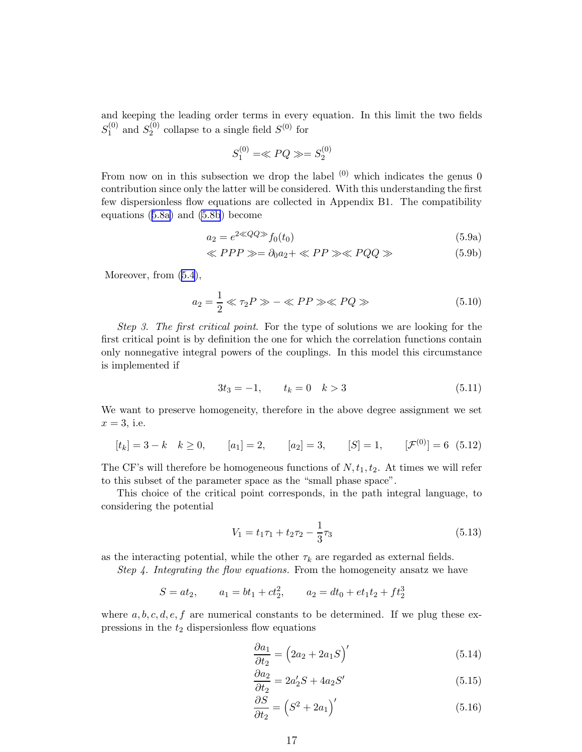and keeping the leading order terms in every equation. In this limit the two fields $S_1^{(0)}$ and $S_2^{(0)}$ collapse to a single field $S^{(0)}$ for

$$S_1^{(0)} = \ll PQ \gg = S_2^{(0)}$$

From now on in this subsection we drop the label $^{(0)}$ which indicates the genus 0 contribution since only the latter will be considered. With this understanding the first few dispersionless flow equations are collected in Appendix B1. The compatibility equations (5.8a) and (5.8b) become

$$a_2 = e^{2 \ll QQ \gg} f_0(t_0) \tag{5.9a}$$

$$\ll PPP \gg = \partial_0 a_2 + \ll PP \gg \ll PQQ \gg \tag{5.9b}$$

Moreover, from (5.4),

$$a_2 = \frac{1}{2} \ll \tau_2 P \gg - \ll PP \gg \ll PQ \gg \tag{5.10}$$

*Step 3. The first critical point.* For the type of solutions we are looking for the first critical point is by definition the one for which the correlation functions contain only nonnegative integral powers of the couplings. In this model this circumstance is implemented if

$$3t_3 = -1, \qquad t_k = 0 \quad k > 3 \tag{5.11}$$

We want to preserve homogeneity, therefore in the above degree assignment we set $x = 3$, i.e.

$$[t_k] = 3 - k \quad k \geq 0, \qquad [a_1] = 2, \qquad [a_2] = 3, \qquad [S] = 1, \qquad [\mathcal{F}^{(0)}] = 6 \tag{5.12}$$

The CF's will therefore be homogeneous functions of $N, t_1, t_2$. At times we will refer to this subset of the parameter space as the "small phase space".

This choice of the critical point corresponds, in the path integral language, to considering the potential

$$V_1 = t_1\tau_1 + t_2\tau_2 - \frac{1}{3}\tau_3 \tag{5.13}$$

as the interacting potential, while the other $\tau_k$ are regarded as external fields.

*Step 4. Integrating the flow equations.* From the homogeneity ansatz we have

$$S = at_2, \qquad a_1 = bt_1 + ct_2^2, \qquad a_2 = dt_0 + et_1t_2 + ft_2^3$$

where $a, b, c, d, e, f$ are numerical constants to be determined. If we plug these expressions in the $t_2$ dispersionless flow equations

$$\frac{\partial a_1}{\partial t_2} = \Big(2a_2 + 2a_1 S\Big)' \tag{5.14}$$

$$\frac{\partial a_2}{\partial t_2} = 2a_2' S + 4a_2 S' \tag{5.15}$$

$$\frac{\partial S}{\partial t_2} = \Big(S^2 + 2a_1\Big)' \tag{5.16}$$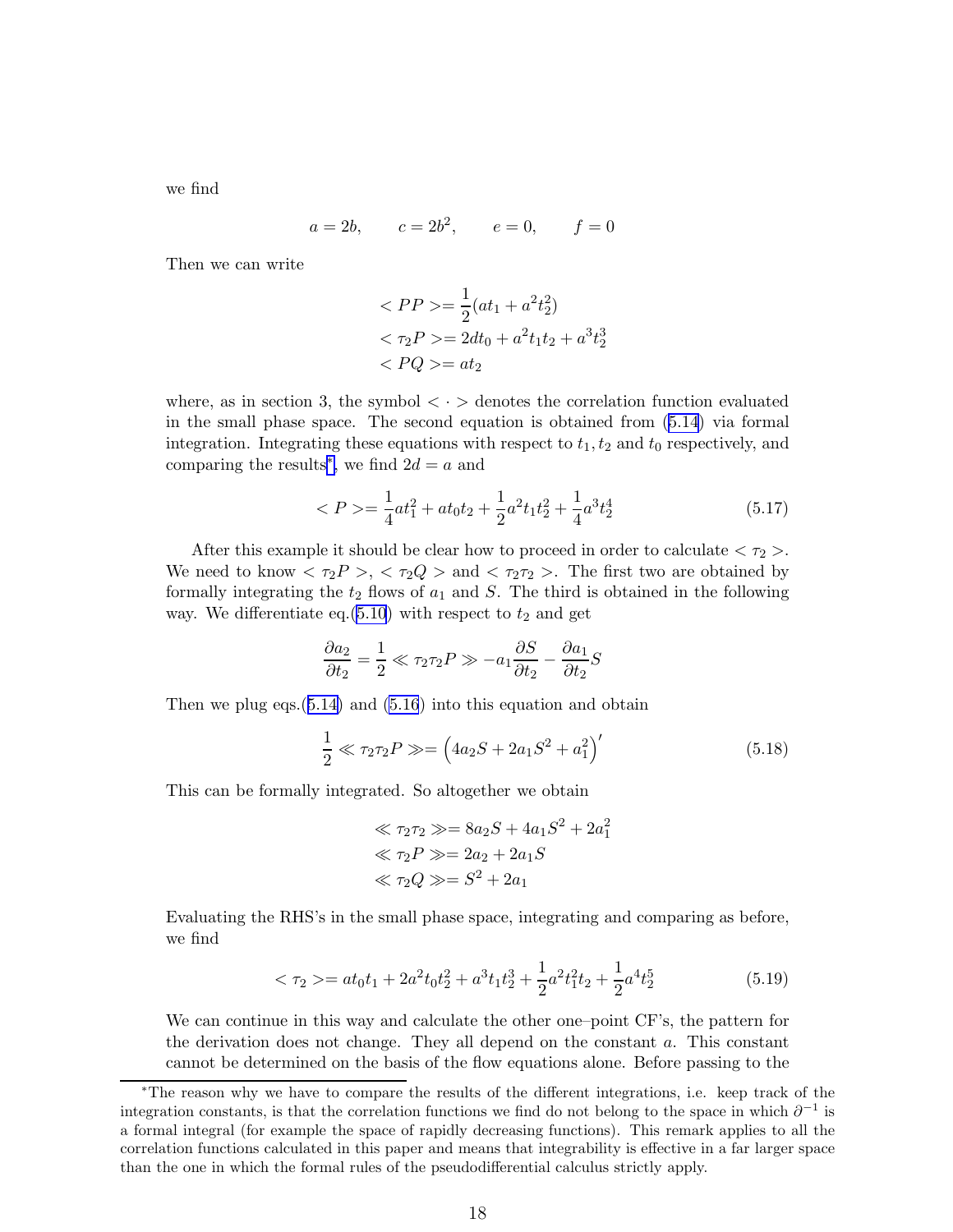we find

$$a = 2b, \qquad c = 2b^2, \qquad e = 0, \qquad f = 0$$

Then we can write

$$
\begin{aligned}
&< PP >= \frac{1}{2}(at_1 + a^2 t_2^2)\\
&< \tau_2 P >= 2dt_0 + a^2 t_1 t_2 + a^3 t_2^3\\
&< PQ >= at_2
\end{aligned}
$$

where, as in section 3, the symbol $< \cdot >$ denotes the correlation function evaluated in the small phase space. The second equation is obtained from (5.14) via formal integration. Integrating these equations with respect to $t_1, t_2$ and $t_0$ respectively, and comparing the results*, we find $2d = a$ and

$$< P >= \frac{1}{4}at_1^2 + at_0 t_2 + \frac{1}{2}a^2 t_1 t_2^2 + \frac{1}{4}a^3 t_2^4 \tag{5.17}$$

After this example it should be clear how to proceed in order to calculate $< \tau_2 >$. We need to know $< \tau_2 P >$, $< \tau_2 Q >$ and $< \tau_2 \tau_2 >$. The first two are obtained by formally integrating the $t_2$ flows of $a_1$ and $S$. The third is obtained in the following way. We differentiate eq.(5.10) with respect to $t_2$ and get

$$\frac{\partial a_2}{\partial t_2} = \frac{1}{2} \ll \tau_2 \tau_2 P \gg - a_1 \frac{\partial S}{\partial t_2} - \frac{\partial a_1}{\partial t_2} S$$

Then we plug eqs.(5.14) and (5.16) into this equation and obtain

$$\frac{1}{2} \ll \tau_2 \tau_2 P \gg = \left(4a_2 S + 2a_1 S^2 + a_1^2\right)' \tag{5.18}$$

This can be formally integrated. So altogether we obtain

$$
\begin{aligned}
&\ll \tau_2 \tau_2 \gg = 8a_2 S + 4a_1 S^2 + 2a_1^2\\
&\ll \tau_2 P \gg = 2a_2 + 2a_1 S\\
&\ll \tau_2 Q \gg = S^2 + 2a_1
\end{aligned}
$$

Evaluating the RHS's in the small phase space, integrating and comparing as before, we find

$$< \tau_2 >= at_0 t_1 + 2a^2 t_0 t_2^2 + a^3 t_1 t_2^3 + \frac{1}{2}a^2 t_1^2 t_2 + \frac{1}{2}a^4 t_2^5 \tag{5.19}$$

We can continue in this way and calculate the other one–point CF's, the pattern for the derivation does not change. They all depend on the constant $a$. This constant cannot be determined on the basis of the flow equations alone. Before passing to the

---

*The reason why we have to compare the results of the different integrations, i.e. keep track of the integration constants, is that the correlation functions we find do not belong to the space in which $\partial^{-1}$ is a formal integral (for example the space of rapidly decreasing functions). This remark applies to all the correlation functions calculated in this paper and means that integrability is effective in a far larger space than the one in which the formal rules of the pseudodifferential calculus strictly apply.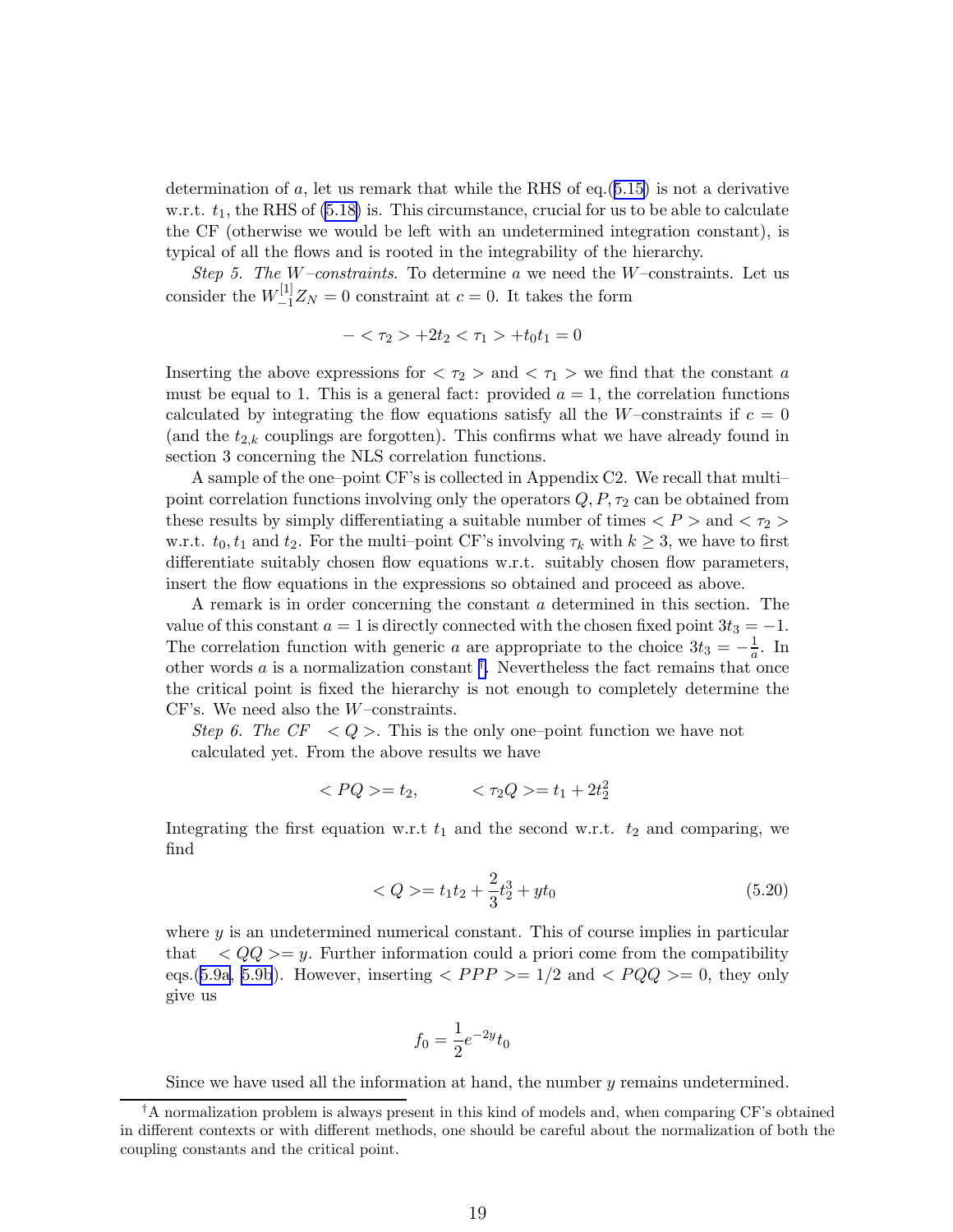determination of $a$, let us remark that while the RHS of eq.(5.15) is not a derivative w.r.t. $t_1$, the RHS of (5.18) is. This circumstance, crucial for us to be able to calculate the CF (otherwise we would be left with an undetermined integration constant), is typical of all the flows and is rooted in the integrability of the hierarchy.

*Step 5. The $W$–constraints.* To determine $a$ we need the $W$–constraints. Let us consider the $W^{[1]}_{-1}Z_N = 0$ constraint at $c = 0$. It takes the form

$$-<\tau_2> + 2t_2 <\tau_1> + t_0 t_1 = 0$$

Inserting the above expressions for $<\tau_2>$ and $<\tau_1>$ we find that the constant $a$ must be equal to 1. This is a general fact: provided $a = 1$, the correlation functions calculated by integrating the flow equations satisfy all the $W$–constraints if $c = 0$ (and the $t_{2,k}$ couplings are forgotten). This confirms what we have already found in section 3 concerning the NLS correlation functions.

A sample of the one–point CF's is collected in Appendix C2. We recall that multi–point correlation functions involving only the operators $Q, P, \tau_2$ can be obtained from these results by simply differentiating a suitable number of times $<P>$ and $<\tau_2>$ w.r.t. $t_0, t_1$ and $t_2$. For the multi–point CF's involving $\tau_k$ with $k \geq 3$, we have to first differentiate suitably chosen flow equations w.r.t. suitably chosen flow parameters, insert the flow equations in the expressions so obtained and proceed as above.

A remark is in order concerning the constant $a$ determined in this section. The value of this constant $a = 1$ is directly connected with the chosen fixed point $3t_3 = -1$. The correlation function with generic $a$ are appropriate to the choice $3t_3 = -\frac{1}{a}$. In other words $a$ is a normalization constant †. Nevertheless the fact remains that once the critical point is fixed the hierarchy is not enough to completely determine the CF's. We need also the $W$–constraints.

*Step 6. The CF $<Q>$.* This is the only one–point function we have not calculated yet. From the above results we have

$$<PQ> = t_2, \qquad <\tau_2 Q> = t_1 + 2t_2^2$$

Integrating the first equation w.r.t $t_1$ and the second w.r.t. $t_2$ and comparing, we find

$$<Q> = t_1 t_2 + \frac{2}{3}t_2^3 + y t_0 \tag{5.20}$$

where $y$ is an undetermined numerical constant. This of course implies in particular that $<QQ> = y$. Further information could a priori come from the compatibility eqs.(5.9a, 5.9b). However, inserting $<PPP> = 1/2$ and $<PQQ> = 0$, they only give us

$$f_0 = \frac{1}{2}e^{-2y t_0}$$

Since we have used all the information at hand, the number $y$ remains undetermined.

†A normalization problem is always present in this kind of models and, when comparing CF's obtained in different contexts or with different methods, one should be careful about the normalization of both the coupling constants and the critical point.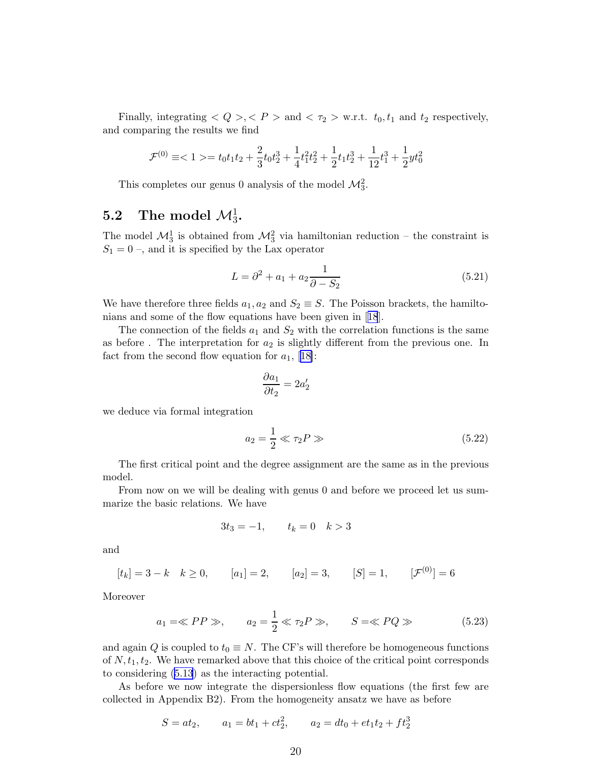Finally, integrating $< Q >, < P >$ and $< \tau_2 >$ w.r.t. $t_0, t_1$ and $t_2$ respectively, and comparing the results we find

$$\mathcal{F}^{(0)} \equiv < 1 > = t_0 t_1 t_2 + \frac{2}{3} t_0 t_2^3 + \frac{1}{4} t_1^2 t_2^2 + \frac{1}{2} t_1 t_2^3 + \frac{1}{12} t_1^3 + \frac{1}{2} y t_0^2$$

This completes our genus 0 analysis of the model $\mathcal{M}_3^2$.

## 5.2 The model $\mathcal{M}_3^1$.

The model $\mathcal{M}_3^1$ is obtained from $\mathcal{M}_3^2$ via hamiltonian reduction – the constraint is $S_1 = 0$ –, and it is specified by the Lax operator

$$L = \partial^2 + a_1 + a_2 \frac{1}{\partial - S_2} \tag{5.21}$$

We have therefore three fields $a_1, a_2$ and $S_2 \equiv S$. The Poisson brackets, the hamiltonians and some of the flow equations have been given in [18].

The connection of the fields $a_1$ and $S_2$ with the correlation functions is the same as before . The interpretation for $a_2$ is slightly different from the previous one. In fact from the second flow equation for $a_1$, [18]:

$$\frac{\partial a_1}{\partial t_2} = 2a_2'$$

we deduce via formal integration

$$a_2 = \frac{1}{2} \ll \tau_2 P \gg \tag{5.22}$$

The first critical point and the degree assignment are the same as in the previous model.

From now on we will be dealing with genus 0 and before we proceed let us summarize the basic relations. We have

$$3t_3 = -1, \qquad t_k = 0 \quad k > 3$$

and

$$[t_k] = 3 - k \quad k \geq 0, \qquad [a_1] = 2, \qquad [a_2] = 3, \qquad [S] = 1, \qquad [\mathcal{F}^{(0)}] = 6$$

Moreover

$$a_1 = \ll PP \gg, \qquad a_2 = \frac{1}{2} \ll \tau_2 P \gg, \qquad S = \ll PQ \gg \tag{5.23}$$

and again $Q$ is coupled to $t_0 \equiv N$. The CF's will therefore be homogeneous functions of $N, t_1, t_2$. We have remarked above that this choice of the critical point corresponds to considering (5.13) as the interacting potential.

As before we now integrate the dispersionless flow equations (the first few are collected in Appendix B2). From the homogeneity ansatz we have as before

$$S = a t_2, \qquad a_1 = b t_1 + c t_2^2, \qquad a_2 = d t_0 + e t_1 t_2 + f t_2^3$$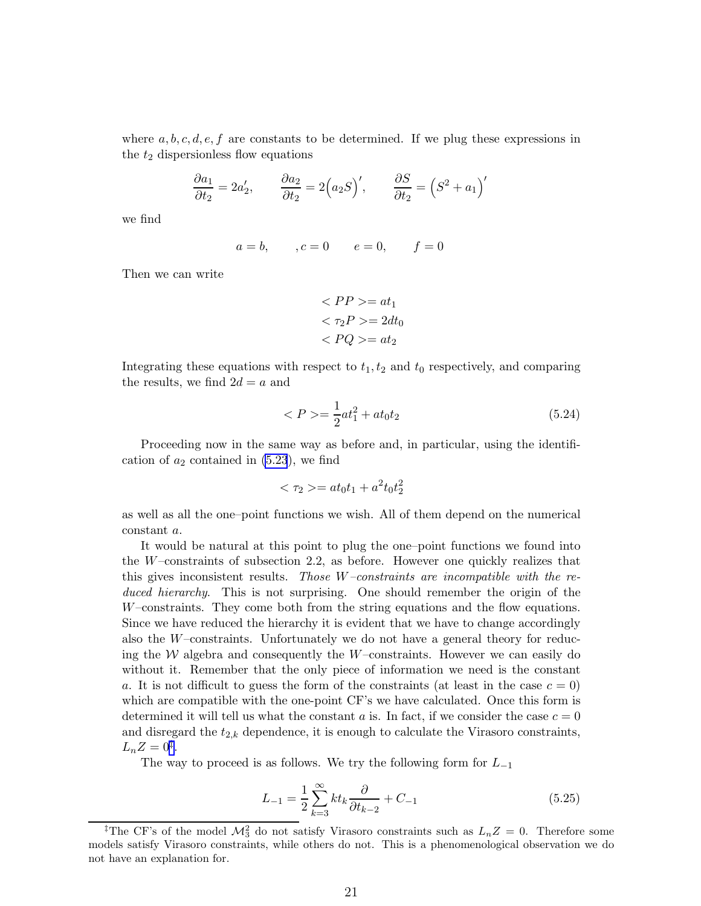where $a, b, c, d, e, f$ are constants to be determined. If we plug these expressions in the $t_2$ dispersionless flow equations

$$\frac{\partial a_1}{\partial t_2} = 2a_2', \qquad \frac{\partial a_2}{\partial t_2} = 2\Big(a_2 S\Big)', \qquad \frac{\partial S}{\partial t_2} = \Big(S^2 + a_1\Big)'$$

we find

$$a = b, \qquad , c = 0 \qquad e = 0, \qquad f = 0$$

Then we can write

$$< PP >= at_1$$
$$< \tau_2 P >= 2dt_0$$
$$< PQ >= at_2$$

Integrating these equations with respect to $t_1, t_2$ and $t_0$ respectively, and comparing the results, we find $2d = a$ and

$$< P >= \frac{1}{2}at_1^2 + at_0 t_2 \tag{5.24}$$

Proceeding now in the same way as before and, in particular, using the identification of $a_2$ contained in (5.23), we find

$$< \tau_2 >= at_0 t_1 + a^2 t_0 t_2^2$$

as well as all the one–point functions we wish. All of them depend on the numerical constant $a$.

It would be natural at this point to plug the one–point functions we found into the $W$–constraints of subsection 2.2, as before. However one quickly realizes that this gives inconsistent results. *Those $W$–constraints are incompatible with the reduced hierarchy*. This is not surprising. One should remember the origin of the $W$–constraints. They come both from the string equations and the flow equations. Since we have reduced the hierarchy it is evident that we have to change accordingly also the $W$–constraints. Unfortunately we do not have a general theory for reducing the $\mathcal{W}$ algebra and consequently the $W$–constraints. However we can easily do without it. Remember that the only piece of information we need is the constant $a$. It is not difficult to guess the form of the constraints (at least in the case $c = 0$) which are compatible with the one-point CF's we have calculated. Once this form is determined it will tell us what the constant $a$ is. In fact, if we consider the case $c = 0$ and disregard the $t_{2,k}$ dependence, it is enough to calculate the Virasoro constraints, $L_n Z = 0$[‡].

The way to proceed is as follows. We try the following form for $L_{-1}$

$$L_{-1} = \frac{1}{2}\sum_{k=3}^{\infty} kt_k \frac{\partial}{\partial t_{k-2}} + C_{-1} \tag{5.25}$$

[‡]The CF's of the model $\mathcal{M}_3^2$ do not satisfy Virasoro constraints such as $L_n Z = 0$. Therefore some models satisfy Virasoro constraints, while others do not. This is a phenomenological observation we do not have an explanation for.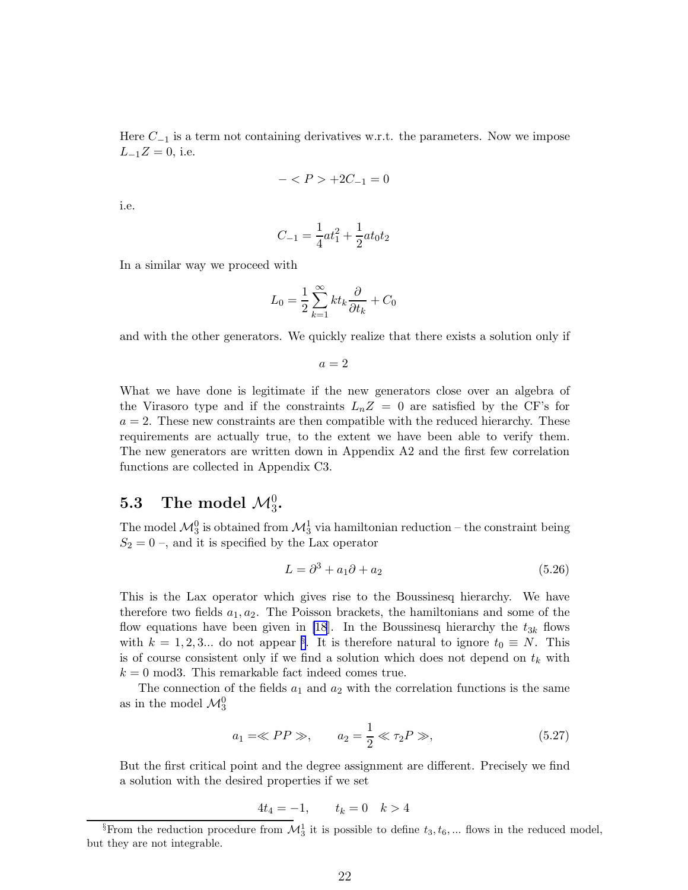Here $C_{-1}$ is a term not containing derivatives w.r.t. the parameters. Now we impose $L_{-1}Z = 0$, i.e.

$$- < P > + 2C_{-1} = 0$$

i.e.

$$C_{-1} = \frac{1}{4}at_1^2 + \frac{1}{2}at_0t_2$$

In a similar way we proceed with

$$L_0 = \frac{1}{2}\sum_{k=1}^{\infty} kt_k \frac{\partial}{\partial t_k} + C_0$$

and with the other generators. We quickly realize that there exists a solution only if

$$a = 2$$

What we have done is legitimate if the new generators close over an algebra of the Virasoro type and if the constraints $L_nZ = 0$ are satisfied by the CF's for $a = 2$. These new constraints are then compatible with the reduced hierarchy. These requirements are actually true, to the extent we have been able to verify them. The new generators are written down in Appendix A2 and the first few correlation functions are collected in Appendix C3.

## 5.3 The model $\mathcal{M}_3^0$.

The model $\mathcal{M}_3^0$ is obtained from $\mathcal{M}_3^1$ via hamiltonian reduction – the constraint being $S_2 = 0$ –, and it is specified by the Lax operator

$$L = \partial^3 + a_1\partial + a_2 \tag{5.26}$$

This is the Lax operator which gives rise to the Boussinesq hierarchy. We have therefore two fields $a_1, a_2$. The Poisson brackets, the hamiltonians and some of the flow equations have been given in [18]. In the Boussinesq hierarchy the $t_{3k}$ flows with $k = 1, 2, 3...$ do not appear [§]. It is therefore natural to ignore $t_0 \equiv N$. This is of course consistent only if we find a solution which does not depend on $t_k$ with $k = 0$ mod3. This remarkable fact indeed comes true.

The connection of the fields $a_1$ and $a_2$ with the correlation functions is the same as in the model $\mathcal{M}_3^0$

$$a_1 = \ll PP \gg, \qquad a_2 = \frac{1}{2} \ll \tau_2 P \gg, \tag{5.27}$$

But the first critical point and the degree assignment are different. Precisely we find a solution with the desired properties if we set

$$4t_4 = -1, \qquad t_k = 0 \quad k > 4$$

[§] From the reduction procedure from $\mathcal{M}_3^1$ it is possible to define $t_3, t_6, ...$ flows in the reduced model, but they are not integrable.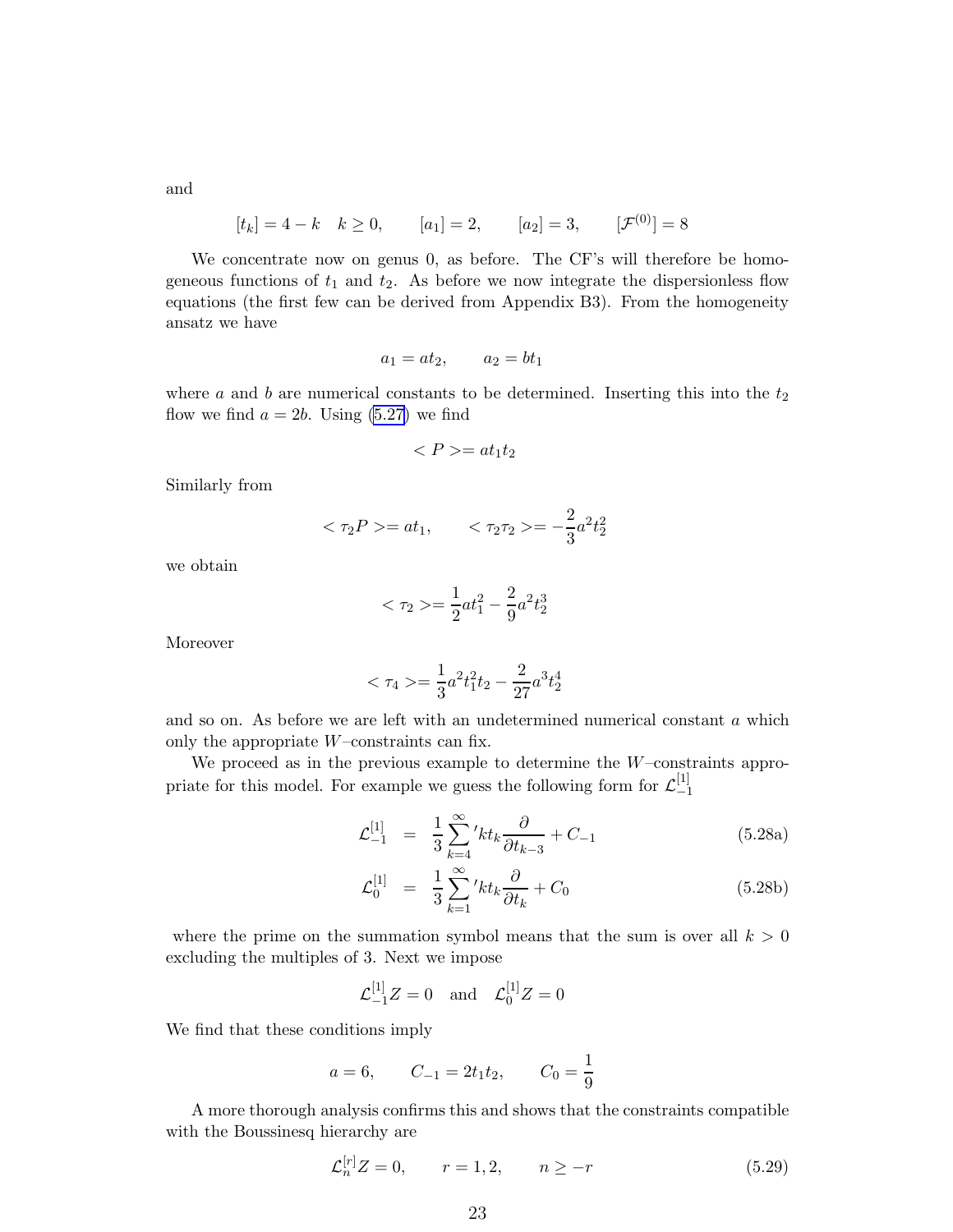and

$$[t_k] = 4 - k \quad k \geq 0, \qquad [a_1] = 2, \qquad [a_2] = 3, \qquad [\mathcal{F}^{(0)}] = 8$$

We concentrate now on genus 0, as before. The CF's will therefore be homogeneous functions of $t_1$ and $t_2$. As before we now integrate the dispersionless flow equations (the first few can be derived from Appendix B3). From the homogeneity ansatz we have

$$a_1 = at_2, \qquad a_2 = bt_1$$

where $a$ and $b$ are numerical constants to be determined. Inserting this into the $t_2$ flow we find $a = 2b$. Using (5.27) we find

$$< P >= at_1t_2$$

Similarly from

$$< \tau_2 P >= at_1, \qquad < \tau_2\tau_2 >= -\frac{2}{3}a^2t_2^2$$

we obtain

$$< \tau_2 >= \frac{1}{2}at_1^2 - \frac{2}{9}a^2t_2^3$$

Moreover

$$< \tau_4 >= \frac{1}{3}a^2t_1^2t_2 - \frac{2}{27}a^3t_2^4$$

and so on. As before we are left with an undetermined numerical constant $a$ which only the appropriate $W$–constraints can fix.

We proceed as in the previous example to determine the $W$–constraints appropriate for this model. For example we guess the following form for $\mathcal{L}_{-1}^{[1]}$

$$\mathcal{L}_{-1}^{[1]} = \frac{1}{3}\sum_{k=4}^{\infty}{}' kt_k\frac{\partial}{\partial t_{k-3}} + C_{-1} \tag{5.28a}$$

$$\mathcal{L}_{0}^{[1]} = \frac{1}{3}\sum_{k=1}^{\infty}{}' kt_k\frac{\partial}{\partial t_{k}} + C_{0} \tag{5.28b}$$

where the prime on the summation symbol means that the sum is over all $k > 0$ excluding the multiples of 3. Next we impose

$$\mathcal{L}_{-1}^{[1]}Z = 0 \quad \text{and} \quad \mathcal{L}_{0}^{[1]}Z = 0$$

We find that these conditions imply

$$a = 6, \qquad C_{-1} = 2t_1t_2, \qquad C_0 = \frac{1}{9}$$

A more thorough analysis confirms this and shows that the constraints compatible with the Boussinesq hierarchy are

$$\mathcal{L}_{n}^{[r]}Z = 0, \qquad r = 1, 2, \qquad n \geq -r \tag{5.29}$$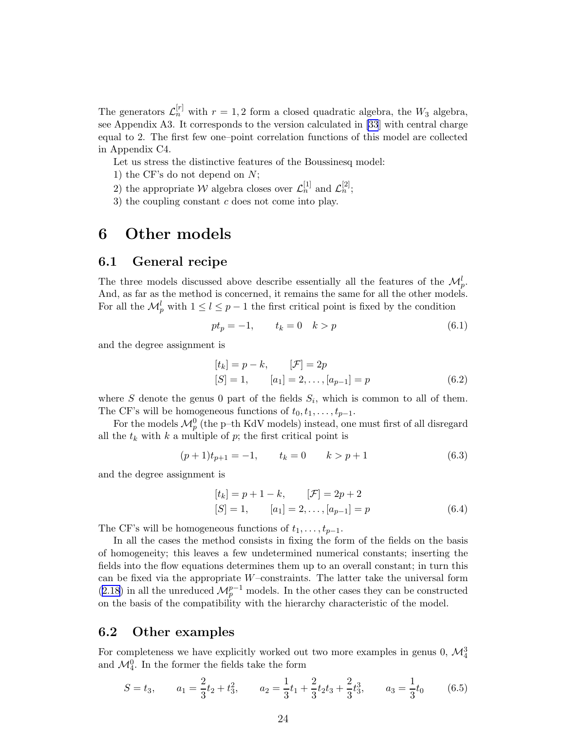The generators $\mathcal{L}_n^{[r]}$ with $r = 1, 2$ form a closed quadratic algebra, the $W_3$ algebra, see Appendix A3. It corresponds to the version calculated in [33] with central charge equal to 2. The first few one–point correlation functions of this model are collected in Appendix C4.

Let us stress the distinctive features of the Boussinesq model:

1) the CF's do not depend on $N$;

2) the appropriate $\mathcal{W}$ algebra closes over $\mathcal{L}_n^{[1]}$ and $\mathcal{L}_n^{[2]}$;

3) the coupling constant $c$ does not come into play.

# 6 Other models

## 6.1 General recipe

The three models discussed above describe essentially all the features of the $\mathcal{M}_p^l$. And, as far as the method is concerned, it remains the same for all the other models. For all the $\mathcal{M}_p^l$ with $1 \le l \le p-1$ the first critical point is fixed by the condition

$$pt_p = -1, \qquad t_k = 0 \quad k > p \tag{6.1}$$

and the degree assignment is

$$\begin{aligned} &[t_k] = p - k, \qquad [\mathcal{F}] = 2p \\ &[S] = 1, \qquad [a_1] = 2, \ldots, [a_{p-1}] = p \end{aligned} \tag{6.2}$$

where $S$ denote the genus 0 part of the fields $S_i$, which is common to all of them. The CF's will be homogeneous functions of $t_0, t_1, \ldots, t_{p-1}$.

For the models $\mathcal{M}_p^0$ (the p–th KdV models) instead, one must first of all disregard all the $t_k$ with $k$ a multiple of $p$; the first critical point is

$$(p+1)t_{p+1} = -1, \qquad t_k = 0 \qquad k > p+1 \tag{6.3}$$

and the degree assignment is

$$\begin{aligned} &[t_k] = p + 1 - k, \qquad [\mathcal{F}] = 2p + 2 \\ &[S] = 1, \qquad [a_1] = 2, \ldots, [a_{p-1}] = p \end{aligned} \tag{6.4}$$

The CF's will be homogeneous functions of $t_1, \ldots, t_{p-1}$.

In all the cases the method consists in fixing the form of the fields on the basis of homogeneity; this leaves a few undetermined numerical constants; inserting the fields into the flow equations determines them up to an overall constant; in turn this can be fixed via the appropriate $W$–constraints. The latter take the universal form (2.18) in all the unreduced $\mathcal{M}_p^{p-1}$ models. In the other cases they can be constructed on the basis of the compatibility with the hierarchy characteristic of the model.

## 6.2 Other examples

For completeness we have explicitly worked out two more examples in genus 0, $\mathcal{M}_4^3$ and $\mathcal{M}_4^0$. In the former the fields take the form

$$S = t_3, \qquad a_1 = \frac{2}{3}t_2 + t_3^2, \qquad a_2 = \frac{1}{3}t_1 + \frac{2}{3}t_2 t_3 + \frac{2}{3}t_3^3, \qquad a_3 = \frac{1}{3}t_0 \tag{6.5}$$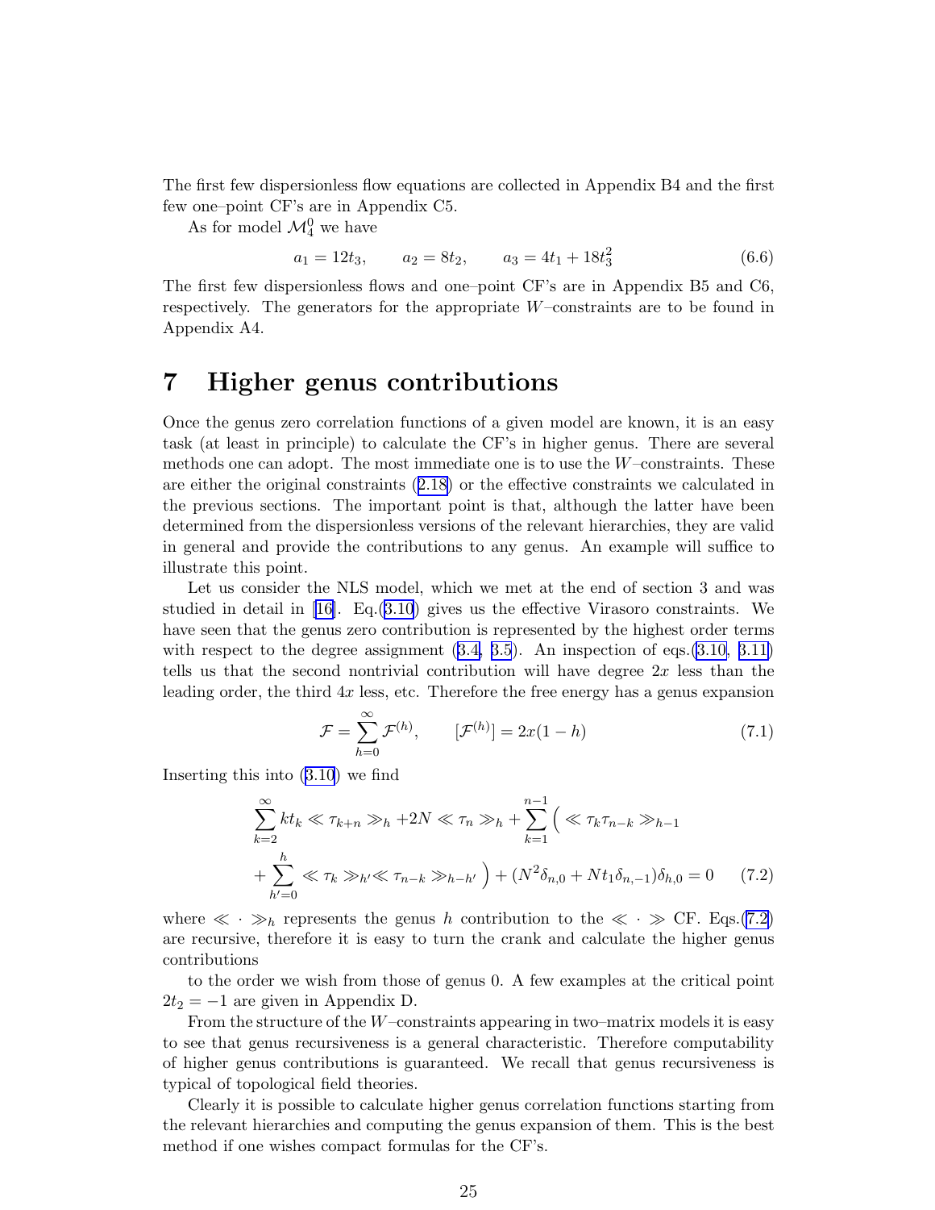The first few dispersionless flow equations are collected in Appendix B4 and the first few one–point CF's are in Appendix C5.

As for model $\mathcal{M}_4^0$ we have

$$
a_1 = 12t_3, \qquad a_2 = 8t_2, \qquad a_3 = 4t_1 + 18t_3^2 \tag{6.6}
$$

The first few dispersionless flows and one–point CF's are in Appendix B5 and C6, respectively. The generators for the appropriate $W$–constraints are to be found in Appendix A4.

# 7 Higher genus contributions

Once the genus zero correlation functions of a given model are known, it is an easy task (at least in principle) to calculate the CF's in higher genus. There are several methods one can adopt. The most immediate one is to use the $W$–constraints. These are either the original constraints (2.18) or the effective constraints we calculated in the previous sections. The important point is that, although the latter have been determined from the dispersionless versions of the relevant hierarchies, they are valid in general and provide the contributions to any genus. An example will suffice to illustrate this point.

Let us consider the NLS model, which we met at the end of section 3 and was studied in detail in [16]. Eq.(3.10) gives us the effective Virasoro constraints. We have seen that the genus zero contribution is represented by the highest order terms with respect to the degree assignment (3.4, 3.5). An inspection of eqs.(3.10, 3.11) tells us that the second nontrivial contribution will have degree $2x$ less than the leading order, the third $4x$ less, etc. Therefore the free energy has a genus expansion

$$
\mathcal{F} = \sum_{h=0}^{\infty} \mathcal{F}^{(h)}, \qquad [\mathcal{F}^{(h)}] = 2x(1-h) \tag{7.1}
$$

Inserting this into (3.10) we find

$$
\begin{aligned}
&\sum_{k=2}^{\infty} kt_k \ll \tau_{k+n} \gg_h + 2N \ll \tau_n \gg_h + \sum_{k=1}^{n-1} \Big( \ll \tau_k \tau_{n-k} \gg_{h-1} \\
&+ \sum_{h'=0}^{h} \ll \tau_k \gg_{h'} \ll \tau_{n-k} \gg_{h-h'} \Big) + (N^2 \delta_{n,0} + N t_1 \delta_{n,-1})\delta_{h,0} = 0
\end{aligned} \tag{7.2}
$$

where $\ll \cdot \gg_h$ represents the genus $h$ contribution to the $\ll \cdot \gg$ CF. Eqs.(7.2) are recursive, therefore it is easy to turn the crank and calculate the higher genus contributions

to the order we wish from those of genus 0. A few examples at the critical point $2t_2 = -1$ are given in Appendix D.

From the structure of the $W$–constraints appearing in two–matrix models it is easy to see that genus recursiveness is a general characteristic. Therefore computability of higher genus contributions is guaranteed. We recall that genus recursiveness is typical of topological field theories.

Clearly it is possible to calculate higher genus correlation functions starting from the relevant hierarchies and computing the genus expansion of them. This is the best method if one wishes compact formulas for the CF's.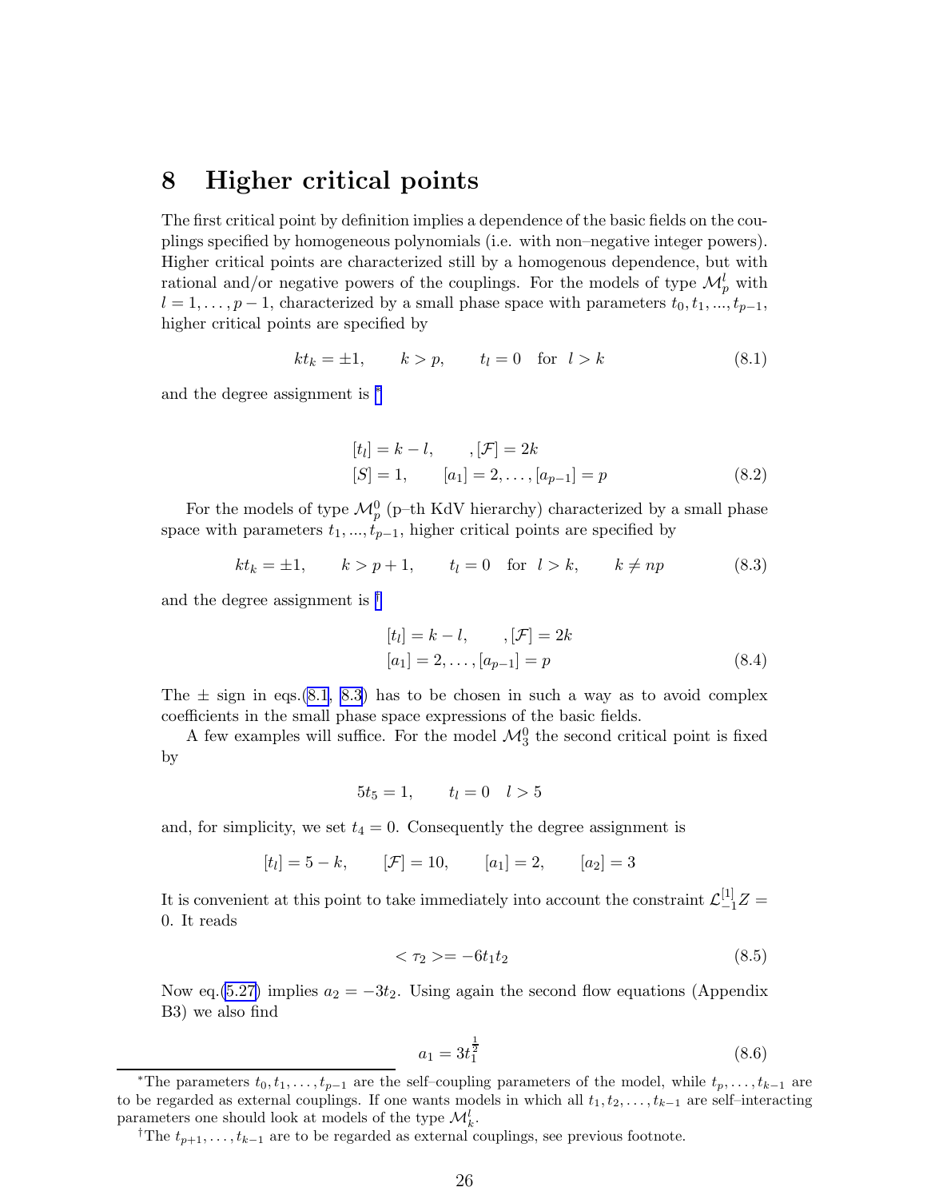## 8 Higher critical points

The first critical point by definition implies a dependence of the basic fields on the couplings specified by homogeneous polynomials (i.e. with non–negative integer powers). Higher critical points are characterized still by a homogenous dependence, but with rational and/or negative powers of the couplings. For the models of type $\mathcal{M}_p^l$ with $l = 1, \ldots, p-1$, characterized by a small phase space with parameters $t_0, t_1, ..., t_{p-1}$, higher critical points are specified by

$$kt_k = \pm 1, \qquad k > p, \qquad t_l = 0 \quad \text{for} \quad l > k \tag{8.1}$$

and the degree assignment is *

$$\begin{aligned} &[t_l] = k - l, \qquad , [\mathcal{F}] = 2k \\ &[S] = 1, \qquad [a_1] = 2, \ldots, [a_{p-1}] = p \end{aligned} \tag{8.2}$$

For the models of type $\mathcal{M}_p^0$ (p–th KdV hierarchy) characterized by a small phase space with parameters $t_1, ..., t_{p-1}$, higher critical points are specified by

$$kt_k = \pm 1, \qquad k > p+1, \qquad t_l = 0 \quad \text{for} \quad l > k, \qquad k \neq np \tag{8.3}$$

and the degree assignment is †

$$\begin{aligned} &[t_l] = k - l, \qquad , [\mathcal{F}] = 2k \\ &[a_1] = 2, \ldots, [a_{p-1}] = p \end{aligned} \tag{8.4}$$

The $\pm$ sign in eqs.(8.1, 8.3) has to be chosen in such a way as to avoid complex coefficients in the small phase space expressions of the basic fields.

A few examples will suffice. For the model $\mathcal{M}_3^0$ the second critical point is fixed by

$$5t_5 = 1, \qquad t_l = 0 \quad l > 5$$

and, for simplicity, we set $t_4 = 0$. Consequently the degree assignment is

$$[t_l] = 5 - k, \qquad [\mathcal{F}] = 10, \qquad [a_1] = 2, \qquad [a_2] = 3$$

It is convenient at this point to take immediately into account the constraint $\mathcal{L}_{-1}^{[1]} Z = 0$. It reads

$$< \tau_2 >= -6t_1t_2 \tag{8.5}$$

Now eq.(5.27) implies $a_2 = -3t_2$. Using again the second flow equations (Appendix B3) we also find

$$a_1 = 3t_1^{\frac{1}{2}} \tag{8.6}$$

---

*The parameters $t_0, t_1, \ldots, t_{p-1}$ are the self–coupling parameters of the model, while $t_p, \ldots, t_{k-1}$ are to be regarded as external couplings. If one wants models in which all $t_1, t_2, \ldots, t_{k-1}$ are self–interacting parameters one should look at models of the type $\mathcal{M}_k^l$.

†The $t_{p+1}, \ldots, t_{k-1}$ are to be regarded as external couplings, see previous footnote.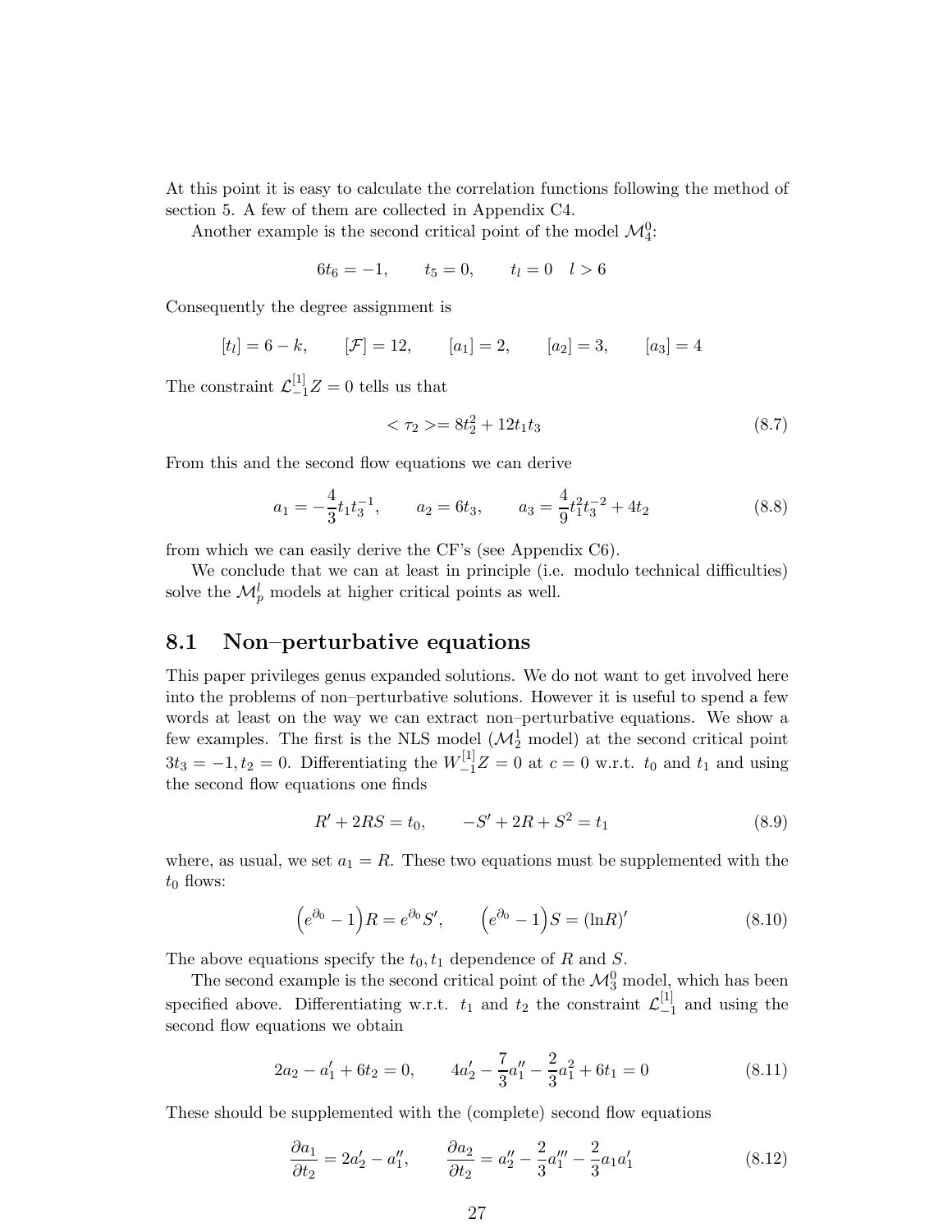At this point it is easy to calculate the correlation functions following the method of section 5. A few of them are collected in Appendix C4.

Another example is the second critical point of the model $\mathcal{M}_4^0$:

$$6t_6 = -1, \qquad t_5 = 0, \qquad t_l = 0 \quad l > 6$$

Consequently the degree assignment is

$$[t_l] = 6 - k, \qquad [\mathcal{F}] = 12, \qquad [a_1] = 2, \qquad [a_2] = 3, \qquad [a_3] = 4$$

The constraint $\mathcal{L}_{-1}^{[1]} Z = 0$ tells us that

$$< \tau_2 >= 8t_2^2 + 12t_1t_3 \tag{8.7}$$

From this and the second flow equations we can derive

$$a_1 = -\frac{4}{3}t_1t_3^{-1}, \qquad a_2 = 6t_3, \qquad a_3 = \frac{4}{9}t_1^2t_3^{-2} + 4t_2 \tag{8.8}$$

from which we can easily derive the CF's (see Appendix C6).

We conclude that we can at least in principle (i.e. modulo technical difficulties) solve the $\mathcal{M}_p^l$ models at higher critical points as well.

## 8.1 Non–perturbative equations

This paper privileges genus expanded solutions. We do not want to get involved here into the problems of non–perturbative solutions. However it is useful to spend a few words at least on the way we can extract non–perturbative equations. We show a few examples. The first is the NLS model ($\mathcal{M}_2^1$ model) at the second critical point $3t_3 = -1, t_2 = 0$. Differentiating the $W_{-1}^{[1]} Z = 0$ at $c = 0$ w.r.t. $t_0$ and $t_1$ and using the second flow equations one finds

$$R' + 2RS = t_0, \qquad -S' + 2R + S^2 = t_1 \tag{8.9}$$

where, as usual, we set $a_1 = R$. These two equations must be supplemented with the $t_0$ flows:

$$\Big(e^{\partial_0} - 1\Big)R = e^{\partial_0}S', \qquad \Big(e^{\partial_0} - 1\Big)S = (\ln R)' \tag{8.10}$$

The above equations specify the $t_0, t_1$ dependence of $R$ and $S$.

The second example is the second critical point of the $\mathcal{M}_3^0$ model, which has been specified above. Differentiating w.r.t. $t_1$ and $t_2$ the constraint $\mathcal{L}_{-1}^{[1]}$ and using the second flow equations we obtain

$$2a_2 - a_1' + 6t_2 = 0, \qquad 4a_2' - \frac{7}{3}a_1'' - \frac{2}{3}a_1^2 + 6t_1 = 0 \tag{8.11}$$

These should be supplemented with the (complete) second flow equations

$$\frac{\partial a_1}{\partial t_2} = 2a_2' - a_1'', \qquad \frac{\partial a_2}{\partial t_2} = a_2'' - \frac{2}{3}a_1''' - \frac{2}{3}a_1a_1' \tag{8.12}$$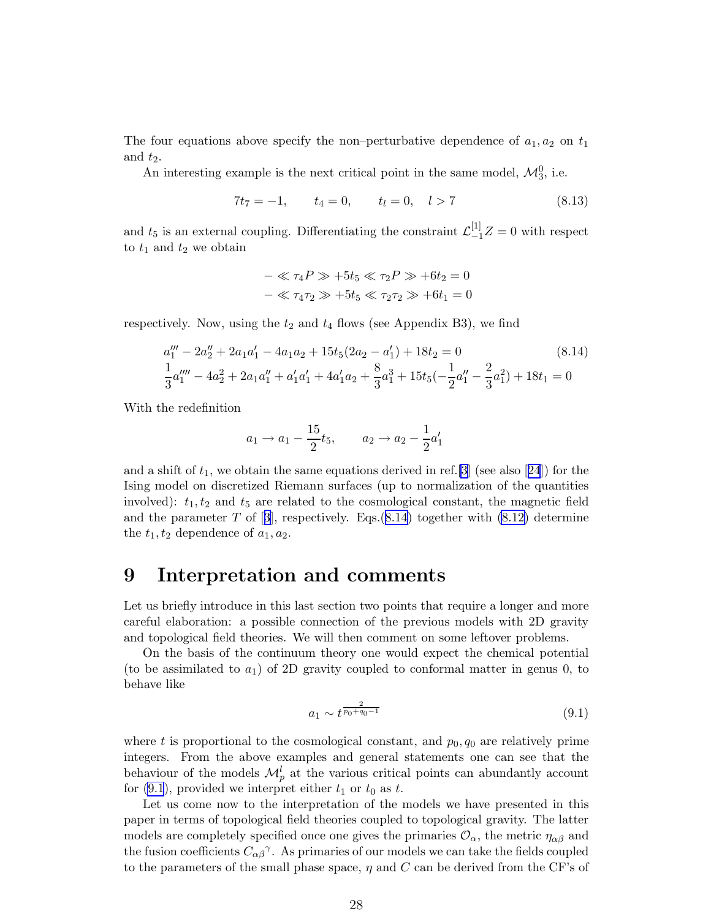The four equations above specify the non–perturbative dependence of $a_1, a_2$ on $t_1$ and $t_2$.

An interesting example is the next critical point in the same model, $\mathcal{M}_3^0$, i.e.

$$7t_7 = -1, \qquad t_4 = 0, \qquad t_l = 0, \quad l > 7 \tag{8.13}$$

and $t_5$ is an external coupling. Differentiating the constraint $\mathcal{L}_{-1}^{[1]} Z = 0$ with respect to $t_1$ and $t_2$ we obtain

$$-\ll \tau_4 P \gg +5t_5 \ll \tau_2 P \gg +6t_2 = 0$$
$$-\ll \tau_4 \tau_2 \gg +5t_5 \ll \tau_2 \tau_2 \gg +6t_1 = 0$$

respectively. Now, using the $t_2$ and $t_4$ flows (see Appendix B3), we find

$$\begin{aligned}
&a_1''' - 2a_2'' + 2a_1 a_1' - 4a_1 a_2 + 15t_5(2a_2 - a_1') + 18t_2 = 0 \\
&\frac{1}{3}a_1'''' - 4a_2^2 + 2a_1 a_1'' + a_1' a_1' + 4a_1' a_2 + \frac{8}{3}a_1^3 + 15t_5(-\frac{1}{2}a_1'' - \frac{2}{3}a_1^2) + 18t_1 = 0
\end{aligned} \tag{8.14}$$

With the redefinition

$$a_1 \to a_1 - \frac{15}{2}t_5, \qquad a_2 \to a_2 - \frac{1}{2}a_1'$$

and a shift of $t_1$, we obtain the same equations derived in ref.[3] (see also [24]) for the Ising model on discretized Riemann surfaces (up to normalization of the quantities involved): $t_1, t_2$ and $t_5$ are related to the cosmological constant, the magnetic field and the parameter $T$ of [3], respectively. Eqs.(8.14) together with (8.12) determine the $t_1, t_2$ dependence of $a_1, a_2$.

# 9 Interpretation and comments

Let us briefly introduce in this last section two points that require a longer and more careful elaboration: a possible connection of the previous models with 2D gravity and topological field theories. We will then comment on some leftover problems.

On the basis of the continuum theory one would expect the chemical potential (to be assimilated to $a_1$) of 2D gravity coupled to conformal matter in genus 0, to behave like

$$a_1 \sim t^{\frac{2}{p_0+q_0-1}} \tag{9.1}$$

where $t$ is proportional to the cosmological constant, and $p_0, q_0$ are relatively prime integers. From the above examples and general statements one can see that the behaviour of the models $\mathcal{M}_p^l$ at the various critical points can abundantly account for (9.1), provided we interpret either $t_1$ or $t_0$ as $t$.

Let us come now to the interpretation of the models we have presented in this paper in terms of topological field theories coupled to topological gravity. The latter models are completely specified once one gives the primaries $\mathcal{O}_\alpha$, the metric $\eta_{\alpha\beta}$ and the fusion coefficients $C_{\alpha\beta}{}^{\gamma}$. As primaries of our models we can take the fields coupled to the parameters of the small phase space, $\eta$ and $C$ can be derived from the CF's of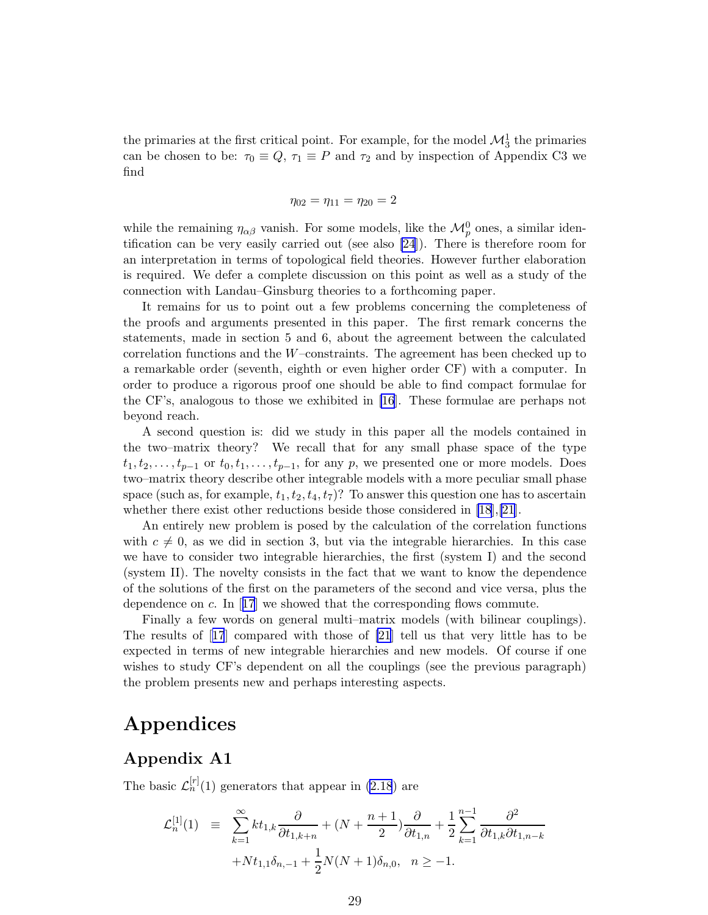the primaries at the first critical point. For example, for the model $\mathcal{M}_3^1$ the primaries can be chosen to be: $\tau_0 \equiv Q$, $\tau_1 \equiv P$ and $\tau_2$ and by inspection of Appendix C3 we find

$$\eta_{02} = \eta_{11} = \eta_{20} = 2$$

while the remaining $\eta_{\alpha\beta}$ vanish. For some models, like the $\mathcal{M}_p^0$ ones, a similar identification can be very easily carried out (see also [24]). There is therefore room for an interpretation in terms of topological field theories. However further elaboration is required. We defer a complete discussion on this point as well as a study of the connection with Landau–Ginsburg theories to a forthcoming paper.

It remains for us to point out a few problems concerning the completeness of the proofs and arguments presented in this paper. The first remark concerns the statements, made in section 5 and 6, about the agreement between the calculated correlation functions and the $W$–constraints. The agreement has been checked up to a remarkable order (seventh, eighth or even higher order CF) with a computer. In order to produce a rigorous proof one should be able to find compact formulae for the CF's, analogous to those we exhibited in [16]. These formulae are perhaps not beyond reach.

A second question is: did we study in this paper all the models contained in the two–matrix theory? We recall that for any small phase space of the type $t_1, t_2, \ldots, t_{p-1}$ or $t_0, t_1, \ldots, t_{p-1}$, for any $p$, we presented one or more models. Does two–matrix theory describe other integrable models with a more peculiar small phase space (such as, for example, $t_1, t_2, t_4, t_7$)? To answer this question one has to ascertain whether there exist other reductions beside those considered in [18],[21].

An entirely new problem is posed by the calculation of the correlation functions with $c \neq 0$, as we did in section 3, but via the integrable hierarchies. In this case we have to consider two integrable hierarchies, the first (system I) and the second (system II). The novelty consists in the fact that we want to know the dependence of the solutions of the first on the parameters of the second and vice versa, plus the dependence on $c$. In [17] we showed that the corresponding flows commute.

Finally a few words on general multi–matrix models (with bilinear couplings). The results of [17] compared with those of [21] tell us that very little has to be expected in terms of new integrable hierarchies and new models. Of course if one wishes to study CF's dependent on all the couplings (see the previous paragraph) the problem presents new and perhaps interesting aspects.

# Appendices

## Appendix A1

The basic $\mathcal{L}_n^{[r]}(1)$ generators that appear in (2.18) are

$$\begin{aligned}
\mathcal{L}_n^{[1]}(1) \quad \equiv \quad & \sum_{k=1}^{\infty} k t_{1,k} \frac{\partial}{\partial t_{1,k+n}} + (N + \frac{n+1}{2}) \frac{\partial}{\partial t_{1,n}} + \frac{1}{2} \sum_{k=1}^{n-1} \frac{\partial^2}{\partial t_{1,k} \partial t_{1,n-k}} \\
& + N t_{1,1} \delta_{n,-1} + \frac{1}{2} N(N+1) \delta_{n,0}, \quad n \geq -1.
\end{aligned}$$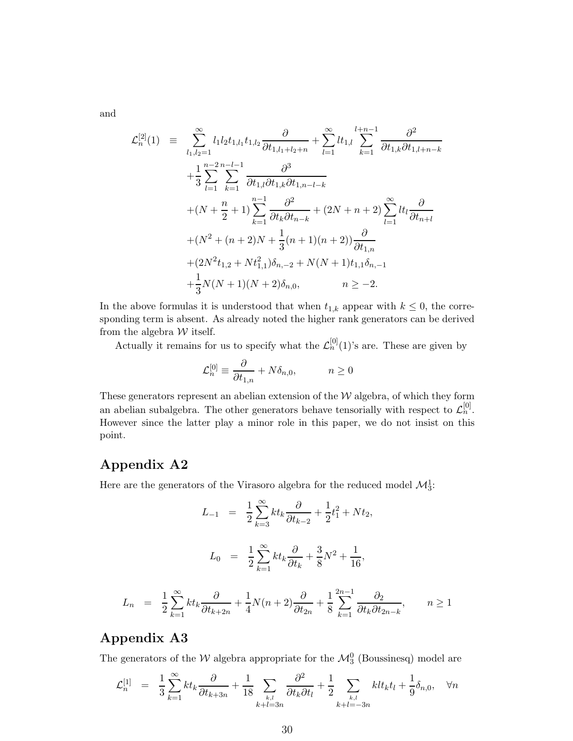and

$$
\begin{aligned}
\mathcal{L}^{[2]}_n(1) \quad \equiv \quad & \sum_{l_1,l_2=1}^{\infty} l_1 l_2 t_{1,l_1} t_{1,l_2} \frac{\partial}{\partial t_{1,l_1+l_2+n}} + \sum_{l=1}^{\infty} l t_{1,l} \sum_{k=1}^{l+n-1} \frac{\partial^2}{\partial t_{1,k} \partial t_{1,l+n-k}} \\
& + \frac{1}{3} \sum_{l=1}^{n-2} \sum_{k=1}^{n-l-1} \frac{\partial^3}{\partial t_{1,l} \partial t_{1,k} \partial t_{1,n-l-k}} \\
& + (N + \frac{n}{2} + 1) \sum_{k=1}^{n-1} \frac{\partial^2}{\partial t_k \partial t_{n-k}} + (2N + n + 2) \sum_{l=1}^{\infty} l t_l \frac{\partial}{\partial t_{n+l}} \\
& + (N^2 + (n+2)N + \frac{1}{3}(n+1)(n+2)) \frac{\partial}{\partial t_{1,n}} \\
& + (2N^2 t_{1,2} + N t_{1,1}^2) \delta_{n,-2} + N(N+1) t_{1,1} \delta_{n,-1} \\
& + \frac{1}{3} N(N+1)(N+2) \delta_{n,0}, \qquad\qquad n \geq -2.
\end{aligned}
$$

In the above formulas it is understood that when $t_{1,k}$ appear with $k \leq 0$, the corresponding term is absent. As already noted the higher rank generators can be derived from the algebra $\mathcal{W}$ itself.

Actually it remains for us to specify what the $\mathcal{L}^{[0]}_n(1)$'s are. These are given by

$$
\mathcal{L}^{[0]}_n \equiv \frac{\partial}{\partial t_{1,n}} + N\delta_{n,0}, \qquad\qquad n \geq 0
$$

These generators represent an abelian extension of the $\mathcal{W}$ algebra, of which they form an abelian subalgebra. The other generators behave tensorially with respect to $\mathcal{L}^{[0]}_n$. However since the latter play a minor role in this paper, we do not insist on this point.

# Appendix A2

Here are the generators of the Virasoro algebra for the reduced model $\mathcal{M}^1_3$:

$$
L_{-1} \quad = \quad \frac{1}{2} \sum_{k=3}^{\infty} k t_k \frac{\partial}{\partial t_{k-2}} + \frac{1}{2} t_1^2 + N t_2,
$$

$$
L_0 \quad = \quad \frac{1}{2} \sum_{k=1}^{\infty} k t_k \frac{\partial}{\partial t_k} + \frac{3}{8} N^2 + \frac{1}{16},
$$

$$
L_n \quad = \quad \frac{1}{2} \sum_{k=1}^{\infty} k t_k \frac{\partial}{\partial t_{k+2n}} + \frac{1}{4} N(n+2) \frac{\partial}{\partial t_{2n}} + \frac{1}{8} \sum_{k=1}^{2n-1} \frac{\partial_2}{\partial t_k \partial t_{2n-k}}, \qquad n \geq 1
$$

# Appendix A3

The generators of the $\mathcal{W}$ algebra appropriate for the $\mathcal{M}^0_3$ (Boussinesq) model are

$$
\mathcal{L}^{[1]}_n \quad = \quad \frac{1}{3} \sum_{k=1}^{\infty} k t_k \frac{\partial}{\partial t_{k+3n}} + \frac{1}{18} \sum_{\substack{k,l \\ k+l=3n}} \frac{\partial^2}{\partial t_k \partial t_l} + \frac{1}{2} \sum_{\substack{k,l \\ k+l=-3n}} k l t_k t_l + \frac{1}{9} \delta_{n,0}, \quad \forall n
$$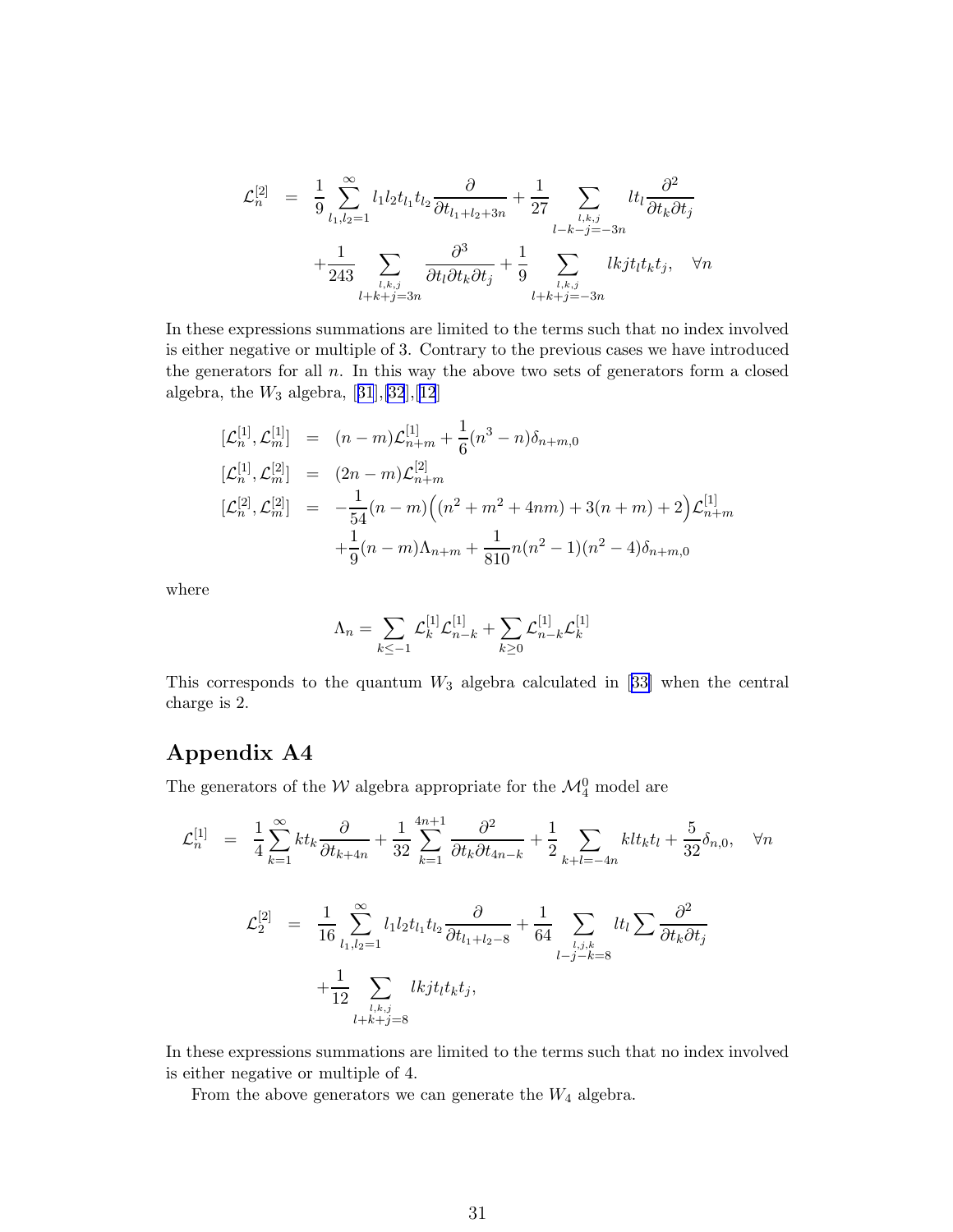$$
\begin{aligned}
\mathcal{L}^{[2]}_n &= \frac{1}{9}\sum_{l_1,l_2=1}^{\infty} l_1 l_2 t_{l_1} t_{l_2} \frac{\partial}{\partial t_{l_1+l_2+3n}} + \frac{1}{27}\sum_{\substack{l,k,j\\ l-k-j=-3n}} l t_l \frac{\partial^2}{\partial t_k \partial t_j} \\
&\quad + \frac{1}{243}\sum_{\substack{l,k,j\\ l+k+j=3n}} \frac{\partial^3}{\partial t_l \partial t_k \partial t_j} + \frac{1}{9}\sum_{\substack{l,k,j\\ l+k+j=-3n}} lkj t_l t_k t_j, \quad \forall n
\end{aligned}
$$

In these expressions summations are limited to the terms such that no index involved is either negative or multiple of 3. Contrary to the previous cases we have introduced the generators for all $n$. In this way the above two sets of generators form a closed algebra, the $W_3$ algebra, [31],[32],[12]

$$
\begin{aligned}
[\mathcal{L}^{[1]}_n, \mathcal{L}^{[1]}_m] &= (n-m)\mathcal{L}^{[1]}_{n+m} + \frac{1}{6}(n^3-n)\delta_{n+m,0} \\
[\mathcal{L}^{[1]}_n, \mathcal{L}^{[2]}_m] &= (2n-m)\mathcal{L}^{[2]}_{n+m} \\
[\mathcal{L}^{[2]}_n, \mathcal{L}^{[2]}_m] &= -\frac{1}{54}(n-m)\Big((n^2+m^2+4nm)+3(n+m)+2\Big)\mathcal{L}^{[1]}_{n+m} \\
&\quad + \frac{1}{9}(n-m)\Lambda_{n+m} + \frac{1}{810}n(n^2-1)(n^2-4)\delta_{n+m,0}
\end{aligned}
$$

where

$$
\Lambda_n = \sum_{k\leq -1} \mathcal{L}^{[1]}_k \mathcal{L}^{[1]}_{n-k} + \sum_{k\geq 0} \mathcal{L}^{[1]}_{n-k} \mathcal{L}^{[1]}_k
$$

This corresponds to the quantum $W_3$ algebra calculated in [33] when the central charge is 2.

## Appendix A4

The generators of the $\mathcal{W}$ algebra appropriate for the $\mathcal{M}^0_4$ model are

$$
\mathcal{L}^{[1]}_n = \frac{1}{4}\sum_{k=1}^{\infty} k t_k \frac{\partial}{\partial t_{k+4n}} + \frac{1}{32}\sum_{k=1}^{4n+1} \frac{\partial^2}{\partial t_k \partial t_{4n-k}} + \frac{1}{2}\sum_{k+l=-4n} kl t_k t_l + \frac{5}{32}\delta_{n,0}, \quad \forall n
$$

$$
\begin{aligned}
\mathcal{L}^{[2]}_2 &= \frac{1}{16}\sum_{l_1,l_2=1}^{\infty} l_1 l_2 t_{l_1} t_{l_2} \frac{\partial}{\partial t_{l_1+l_2-8}} + \frac{1}{64}\sum_{\substack{l,j,k\\ l-j-k=8}} l t_l \sum \frac{\partial^2}{\partial t_k \partial t_j} \\
&\quad + \frac{1}{12}\sum_{\substack{l,k,j\\ l+k+j=8}} lkj t_l t_k t_j,
\end{aligned}
$$

In these expressions summations are limited to the terms such that no index involved is either negative or multiple of 4.

From the above generators we can generate the $W_4$ algebra.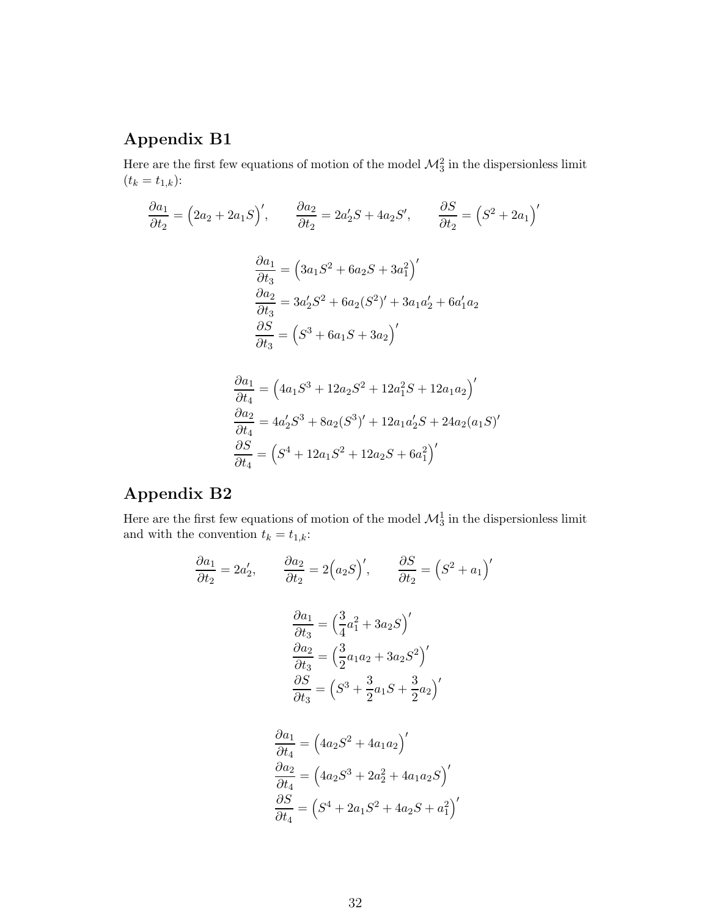## Appendix B1

Here are the first few equations of motion of the model $\mathcal{M}_3^2$ in the dispersionless limit ($t_k = t_{1,k}$):

$$\frac{\partial a_1}{\partial t_2} = \Big(2a_2 + 2a_1 S\Big)', \qquad \frac{\partial a_2}{\partial t_2} = 2a_2' S + 4a_2 S', \qquad \frac{\partial S}{\partial t_2} = \Big(S^2 + 2a_1\Big)'$$

$$\begin{aligned}
\frac{\partial a_1}{\partial t_3} &= \Big(3a_1 S^2 + 6a_2 S + 3a_1^2\Big)' \\
\frac{\partial a_2}{\partial t_3} &= 3a_2' S^2 + 6a_2 (S^2)' + 3a_1 a_2' + 6a_1' a_2 \\
\frac{\partial S}{\partial t_3} &= \Big(S^3 + 6a_1 S + 3a_2\Big)'
\end{aligned}$$

$$\begin{aligned}
\frac{\partial a_1}{\partial t_4} &= \Big(4a_1 S^3 + 12a_2 S^2 + 12a_1^2 S + 12a_1 a_2\Big)' \\
\frac{\partial a_2}{\partial t_4} &= 4a_2' S^3 + 8a_2 (S^3)' + 12a_1 a_2' S + 24a_2 (a_1 S)' \\
\frac{\partial S}{\partial t_4} &= \Big(S^4 + 12a_1 S^2 + 12a_2 S + 6a_1^2\Big)'
\end{aligned}$$

## Appendix B2

Here are the first few equations of motion of the model $\mathcal{M}_3^1$ in the dispersionless limit and with the convention $t_k = t_{1,k}$:

$$\frac{\partial a_1}{\partial t_2} = 2a_2', \qquad \frac{\partial a_2}{\partial t_2} = 2\Big(a_2 S\Big)', \qquad \frac{\partial S}{\partial t_2} = \Big(S^2 + a_1\Big)'$$

$$\begin{aligned}
\frac{\partial a_1}{\partial t_3} &= \Big(\frac{3}{4}a_1^2 + 3a_2 S\Big)' \\
\frac{\partial a_2}{\partial t_3} &= \Big(\frac{3}{2}a_1 a_2 + 3a_2 S^2\Big)' \\
\frac{\partial S}{\partial t_3} &= \Big(S^3 + \frac{3}{2}a_1 S + \frac{3}{2}a_2\Big)'
\end{aligned}$$

$$\begin{aligned}
\frac{\partial a_1}{\partial t_4} &= \Big(4a_2 S^2 + 4a_1 a_2\Big)' \\
\frac{\partial a_2}{\partial t_4} &= \Big(4a_2 S^3 + 2a_2^2 + 4a_1 a_2 S\Big)' \\
\frac{\partial S}{\partial t_4} &= \Big(S^4 + 2a_1 S^2 + 4a_2 S + a_1^2\Big)'
\end{aligned}$$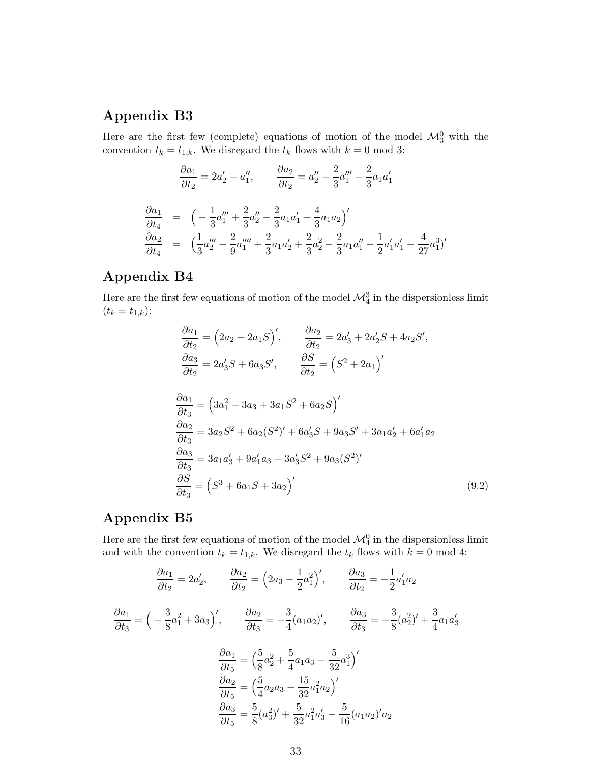## Appendix B3

Here are the first few (complete) equations of motion of the model $\mathcal{M}_3^0$ with the convention $t_k = t_{1,k}$. We disregard the $t_k$ flows with $k = 0 \bmod 3$:

$$\frac{\partial a_1}{\partial t_2} = 2a_2' - a_1'', \qquad \frac{\partial a_2}{\partial t_2} = a_2'' - \frac{2}{3}a_1''' - \frac{2}{3}a_1 a_1'$$

$$\begin{aligned}
\frac{\partial a_1}{\partial t_4} &= \Big( -\frac{1}{3}a_1''' + \frac{2}{3}a_2'' - \frac{2}{3}a_1 a_1' + \frac{4}{3}a_1 a_2 \Big)' \\
\frac{\partial a_2}{\partial t_4} &= \Big( \frac{1}{3}a_2''' - \frac{2}{9}a_1'''' + \frac{2}{3}a_1 a_2' + \frac{2}{3}a_2^2 - \frac{2}{3}a_1 a_1'' - \frac{1}{2}a_1' a_1' - \frac{4}{27}a_1^3 \Big)'
\end{aligned}$$

## Appendix B4

Here are the first few equations of motion of the model $\mathcal{M}_4^3$ in the dispersionless limit ($t_k = t_{1,k}$):

$$\frac{\partial a_1}{\partial t_2} = \Big(2a_2 + 2a_1 S\Big)', \qquad \frac{\partial a_2}{\partial t_2} = 2a_3' + 2a_2' S + 4a_2 S',$$

$$\frac{\partial a_3}{\partial t_2} = 2a_3' S + 6a_3 S', \qquad \frac{\partial S}{\partial t_2} = \Big(S^2 + 2a_1\Big)'$$

$$\begin{aligned}
\frac{\partial a_1}{\partial t_3} &= \Big(3a_1^2 + 3a_3 + 3a_1 S^2 + 6a_2 S\Big)' \\
\frac{\partial a_2}{\partial t_3} &= 3a_2 S^2 + 6a_2 (S^2)' + 6a_3' S + 9a_3 S' + 3a_1 a_2' + 6a_1' a_2 \\
\frac{\partial a_3}{\partial t_3} &= 3a_1 a_3' + 9a_1' a_3 + 3a_3' S^2 + 9a_3 (S^2)' \\
\frac{\partial S}{\partial t_3} &= \Big(S^3 + 6a_1 S + 3a_2\Big)'
\end{aligned} \tag{9.2}$$

## Appendix B5

Here are the first few equations of motion of the model $\mathcal{M}_4^0$ in the dispersionless limit and with the convention $t_k = t_{1,k}$. We disregard the $t_k$ flows with $k = 0 \bmod 4$:

$$\frac{\partial a_1}{\partial t_2} = 2a_2', \qquad \frac{\partial a_2}{\partial t_2} = \Big(2a_3 - \frac{1}{2}a_1^2\Big)', \qquad \frac{\partial a_3}{\partial t_2} = -\frac{1}{2}a_1' a_2$$

$$\frac{\partial a_1}{\partial t_3} = \Big(-\frac{3}{8}a_1^2 + 3a_3\Big)', \qquad \frac{\partial a_2}{\partial t_3} = -\frac{3}{4}(a_1 a_2)', \qquad \frac{\partial a_3}{\partial t_3} = -\frac{3}{8}(a_2^2)' + \frac{3}{4}a_1 a_3'$$

$$\begin{aligned}
\frac{\partial a_1}{\partial t_5} &= \Big(\frac{5}{8}a_2^2 + \frac{5}{4}a_1 a_3 - \frac{5}{32}a_1^3\Big)' \\
\frac{\partial a_2}{\partial t_5} &= \Big(\frac{5}{4}a_2 a_3 - \frac{15}{32}a_1^2 a_2\Big)' \\
\frac{\partial a_3}{\partial t_5} &= \frac{5}{8}(a_3^2)' + \frac{5}{32}a_1^2 a_3' - \frac{5}{16}(a_1 a_2)' a_2
\end{aligned}$$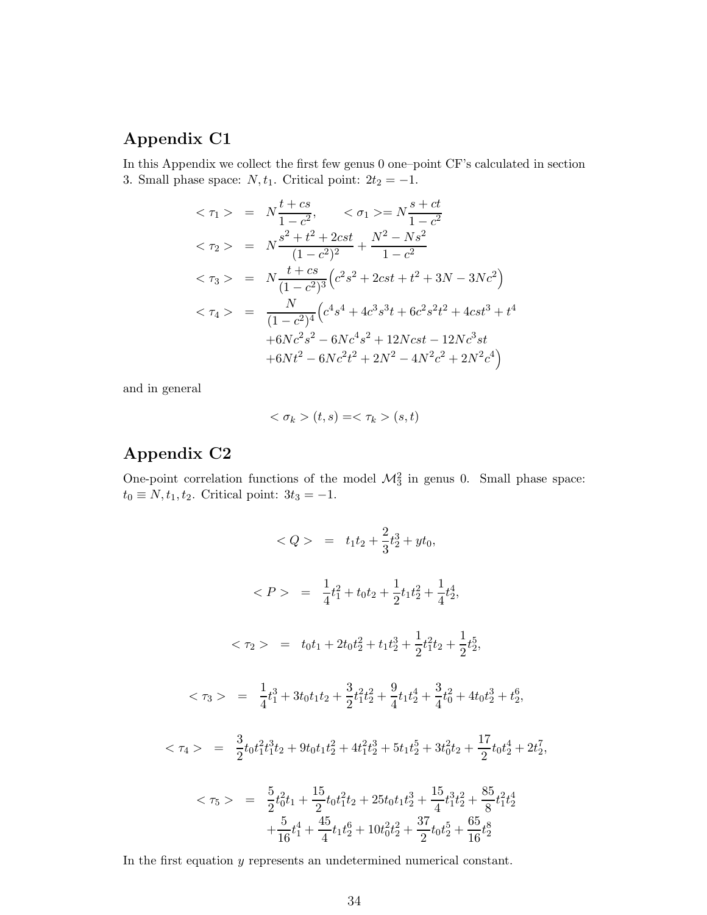## Appendix C1

In this Appendix we collect the first few genus 0 one–point CF's calculated in section 3. Small phase space: $N, t_1$. Critical point: $2t_2 = -1$.

$$
\begin{aligned}
<\tau_1> &= N\frac{t+cs}{1-c^2}, \qquad <\sigma_1>= N\frac{s+ct}{1-c^2} \\
<\tau_2> &= N\frac{s^2+t^2+2cst}{(1-c^2)^2} + \frac{N^2-Ns^2}{1-c^2} \\
<\tau_3> &= N\frac{t+cs}{(1-c^2)^3}\Big(c^2s^2+2cst+t^2+3N-3Nc^2\Big) \\
<\tau_4> &= \frac{N}{(1-c^2)^4}\Big(c^4s^4+4c^3s^3t+6c^2s^2t^2+4cst^3+t^4 \\
&\quad +6Nc^2s^2-6Nc^4s^2+12Ncst-12Nc^3st \\
&\quad +6Nt^2-6Nc^2t^2+2N^2-4N^2c^2+2N^2c^4\Big)
\end{aligned}
$$

and in general

$$
<\sigma_k>(t,s) = <\tau_k>(s,t)
$$

## Appendix C2

One-point correlation functions of the model $\mathcal{M}_3^2$ in genus 0. Small phase space: $t_0 \equiv N, t_1, t_2$. Critical point: $3t_3 = -1$.

$$
<Q> \;=\; t_1t_2 + \frac{2}{3}t_2^3 + yt_0,
$$

$$
<P> \;=\; \frac{1}{4}t_1^2 + t_0t_2 + \frac{1}{2}t_1t_2^2 + \frac{1}{4}t_2^4,
$$

$$
<\tau_2> \;=\; t_0t_1 + 2t_0t_2^2 + t_1t_2^3 + \frac{1}{2}t_1^2t_2 + \frac{1}{2}t_2^5,
$$

$$
<\tau_3> \;=\; \frac{1}{4}t_1^3 + 3t_0t_1t_2 + \frac{3}{2}t_1^2t_2^2 + \frac{9}{4}t_1t_2^4 + \frac{3}{4}t_0^2 + 4t_0t_2^3 + t_2^6,
$$

$$
<\tau_4> \;=\; \frac{3}{2}t_0t_1^2t_1^3t_2 + 9t_0t_1t_2^2 + 4t_1^2t_2^3 + 5t_1t_2^5 + 3t_0^2t_2 + \frac{17}{2}t_0t_2^4 + 2t_2^7,
$$

$$
\begin{aligned}
<\tau_5> \;=\; & \frac{5}{2}t_0^2t_1 + \frac{15}{2}t_0t_1^2t_2 + 25t_0t_1t_2^3 + \frac{15}{4}t_1^3t_2^2 + \frac{85}{8}t_1^2t_2^4 \\
& + \frac{5}{16}t_1^4 + \frac{45}{4}t_1t_2^6 + 10t_0^2t_2^2 + \frac{37}{2}t_0t_2^5 + \frac{65}{16}t_2^8
\end{aligned}
$$

In the first equation $y$ represents an undetermined numerical constant.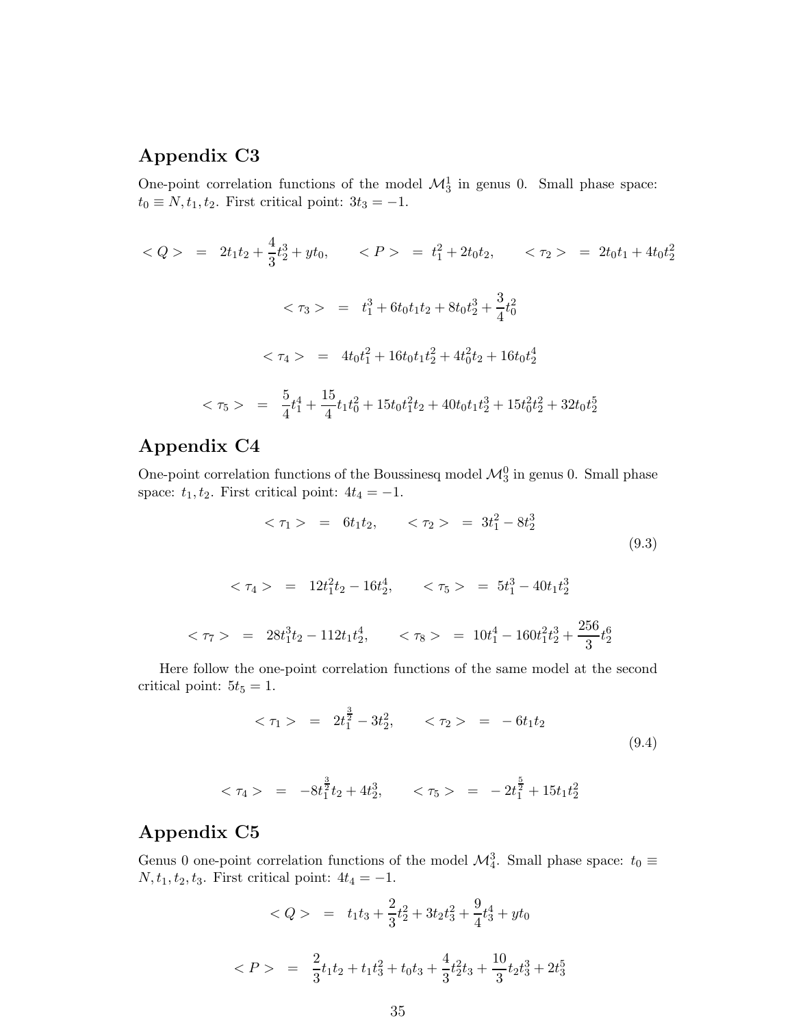## Appendix C3

One-point correlation functions of the model $\mathcal{M}_3^1$ in genus 0. Small phase space: $t_0 \equiv N, t_1, t_2$. First critical point: $3t_3 = -1$.

$$< Q > \;=\; 2t_1t_2 + \frac{4}{3}t_2^3 + yt_0, \qquad < P > \;=\; t_1^2 + 2t_0t_2, \qquad < \tau_2 > \;=\; 2t_0t_1 + 4t_0t_2^2$$

$$< \tau_3 > \;=\; t_1^3 + 6t_0t_1t_2 + 8t_0t_2^3 + \frac{3}{4}t_0^2$$

$$< \tau_4 > \;=\; 4t_0t_1^2 + 16t_0t_1t_2^2 + 4t_0^2t_2 + 16t_0t_2^4$$

$$< \tau_5 > \;=\; \frac{5}{4}t_1^4 + \frac{15}{4}t_1t_0^2 + 15t_0t_1^2t_2 + 40t_0t_1t_2^3 + 15t_0^2t_2^2 + 32t_0t_2^5$$

## Appendix C4

One-point correlation functions of the Boussinesq model $\mathcal{M}_3^0$ in genus 0. Small phase space: $t_1, t_2$. First critical point: $4t_4 = -1$.

$$< \tau_1 > \;=\; 6t_1t_2, \qquad < \tau_2 > \;=\; 3t_1^2 - 8t_2^3 \tag{9.3}$$

$$< \tau_4 > \;=\; 12t_1^2t_2 - 16t_2^4, \qquad < \tau_5 > \;=\; 5t_1^3 - 40t_1t_2^3$$

$$< \tau_7 > \;=\; 28t_1^3t_2 - 112t_1t_2^4, \qquad < \tau_8 > \;=\; 10t_1^4 - 160t_1^2t_2^3 + \frac{256}{3}t_2^6$$

Here follow the one-point correlation functions of the same model at the second critical point: $5t_5 = 1$.

$$< \tau_1 > \;=\; 2t_1^{\frac{3}{2}} - 3t_2^2, \qquad < \tau_2 > \;=\; -\,6t_1t_2 \tag{9.4}$$

$$< \tau_4 > \;=\; -8t_1^{\frac{3}{2}}t_2 + 4t_2^3, \qquad < \tau_5 > \;=\; -\,2t_1^{\frac{5}{2}} + 15t_1t_2^2$$

## Appendix C5

Genus 0 one-point correlation functions of the model $\mathcal{M}_4^3$. Small phase space: $t_0 \equiv N, t_1, t_2, t_3$. First critical point: $4t_4 = -1$.

$$< Q > \;=\; t_1t_3 + \frac{2}{3}t_2^2 + 3t_2t_3^2 + \frac{9}{4}t_3^4 + yt_0$$

$$< P > \;=\; \frac{2}{3}t_1t_2 + t_1t_3^2 + t_0t_3 + \frac{4}{3}t_2^2t_3 + \frac{10}{3}t_2t_3^3 + 2t_3^5$$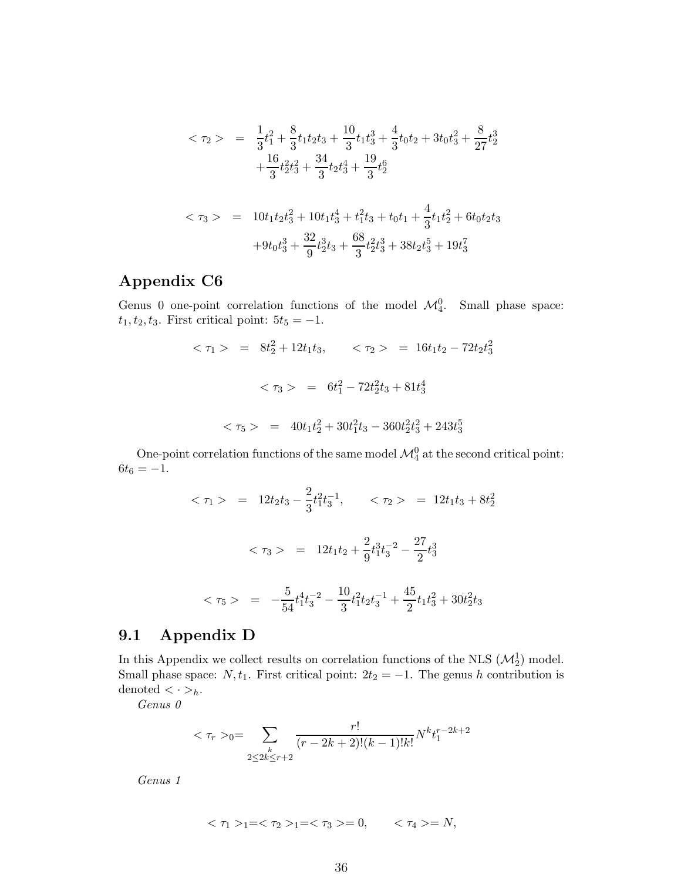$$
\begin{aligned}
<\tau_2> &= \frac{1}{3}t_1^2 + \frac{8}{3}t_1 t_2 t_3 + \frac{10}{3}t_1 t_3^3 + \frac{4}{3}t_0 t_2 + 3t_0 t_3^2 + \frac{8}{27}t_2^3 \\
&\quad + \frac{16}{3}t_2^2 t_3^2 + \frac{34}{3}t_2 t_3^4 + \frac{19}{3}t_2^6
\end{aligned}
$$

$$
\begin{aligned}
<\tau_3> &= 10t_1 t_2 t_3^2 + 10t_1 t_3^4 + t_1^2 t_3 + t_0 t_1 + \frac{4}{3}t_1 t_2^2 + 6t_0 t_2 t_3 \\
&\quad + 9t_0 t_3^3 + \frac{32}{9}t_2^3 t_3 + \frac{68}{3}t_2^2 t_3^3 + 38t_2 t_3^5 + 19t_3^7
\end{aligned}
$$

## Appendix C6

Genus 0 one-point correlation functions of the model $\mathcal{M}_4^0$. Small phase space: $t_1, t_2, t_3$. First critical point: $5t_5 = -1$.

$$
<\tau_1> = 8t_2^2 + 12t_1 t_3, \qquad <\tau_2> = 16t_1 t_2 - 72t_2 t_3^2
$$

$$
<\tau_3> = 6t_1^2 - 72t_2^2 t_3 + 81t_3^4
$$

$$
<\tau_5> = 40t_1 t_2^2 + 30t_1^2 t_3 - 360t_2^2 t_3^2 + 243t_3^5
$$

One-point correlation functions of the same model $\mathcal{M}_4^0$ at the second critical point: $6t_6 = -1$.

$$
<\tau_1> = 12t_2 t_3 - \frac{2}{3}t_1^2 t_3^{-1}, \qquad <\tau_2> = 12t_1 t_3 + 8t_2^2
$$

$$
<\tau_3> = 12t_1 t_2 + \frac{2}{9}t_1^3 t_3^{-2} - \frac{27}{2}t_3^3
$$

$$
<\tau_5> = -\frac{5}{54}t_1^4 t_3^{-2} - \frac{10}{3}t_1^2 t_2 t_3^{-1} + \frac{45}{2}t_1 t_3^2 + 30t_2^2 t_3
$$

## 9.1 Appendix D

In this Appendix we collect results on correlation functions of the NLS ($\mathcal{M}_2^1$) model. Small phase space: $N, t_1$. First critical point: $2t_2 = -1$. The genus $h$ contribution is denoted $< \cdot >_h$.

*Genus 0*

$$
<\tau_r>_0 = \sum_{\substack{k \\ 2 \le 2k \le r+2}} \frac{r!}{(r-2k+2)!(k-1)!k!} N^k t_1^{r-2k+2}
$$

*Genus 1*

$$
<\tau_1>_1 = <\tau_2>_1 = <\tau_3> = 0, \qquad <\tau_4> = N,
$$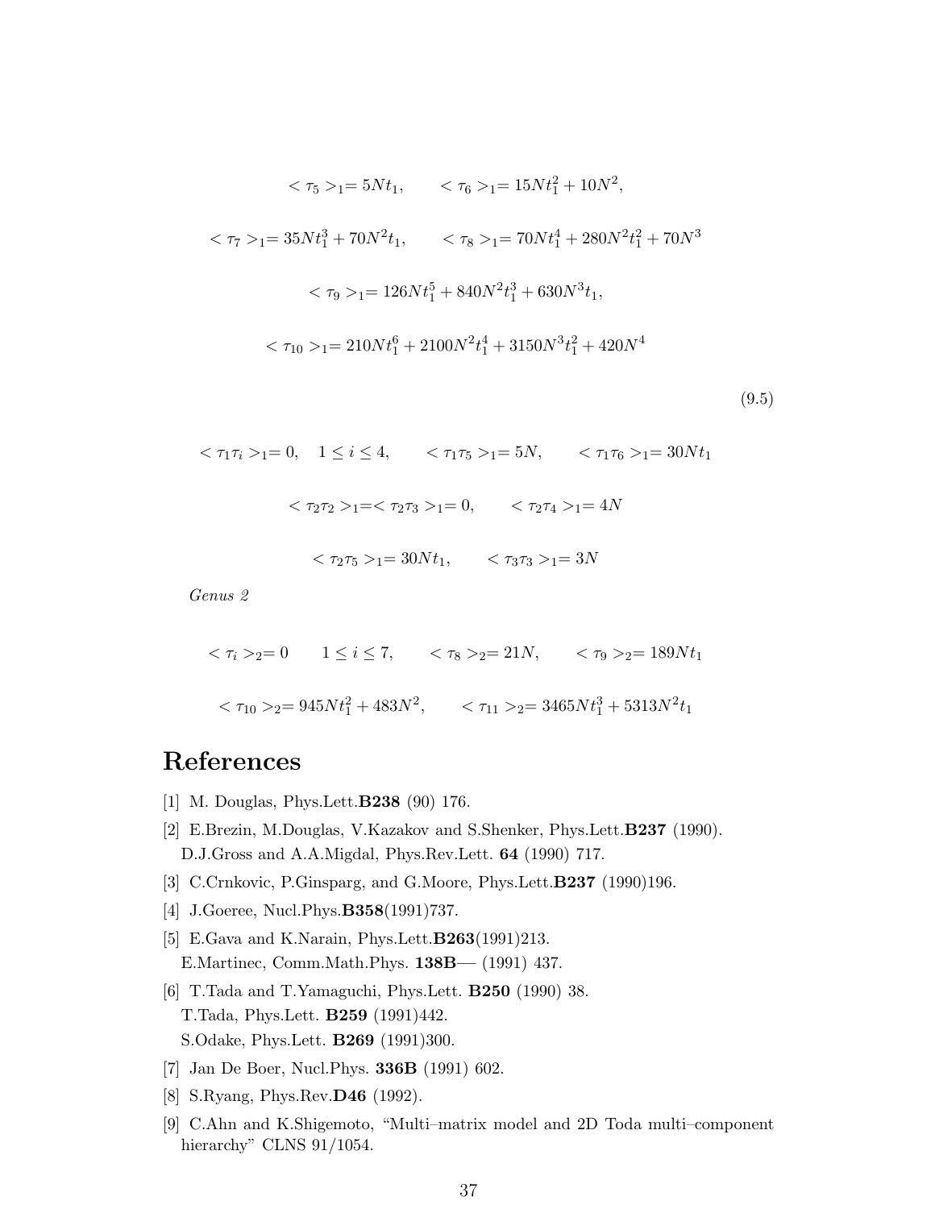$$< \tau_5 >_1 = 5Nt_1, \qquad < \tau_6 >_1 = 15Nt_1^2 + 10N^2,$$

$$< \tau_7 >_1 = 35Nt_1^3 + 70N^2 t_1, \qquad < \tau_8 >_1 = 70Nt_1^4 + 280N^2 t_1^2 + 70N^3$$

$$< \tau_9 >_1 = 126Nt_1^5 + 840N^2 t_1^3 + 630N^3 t_1,$$

$$< \tau_{10} >_1 = 210Nt_1^6 + 2100N^2 t_1^4 + 3150N^3 t_1^2 + 420N^4 \tag{9.5}$$

$$< \tau_1 \tau_i >_1 = 0, \quad 1 \leq i \leq 4, \qquad < \tau_1 \tau_5 >_1 = 5N, \qquad < \tau_1 \tau_6 >_1 = 30Nt_1$$

$$< \tau_2 \tau_2 >_1 = < \tau_2 \tau_3 >_1 = 0, \qquad < \tau_2 \tau_4 >_1 = 4N$$

$$< \tau_2 \tau_5 >_1 = 30Nt_1, \qquad < \tau_3 \tau_3 >_1 = 3N$$

*Genus 2*

$$< \tau_i >_2 = 0 \qquad 1 \leq i \leq 7, \qquad < \tau_8 >_2 = 21N, \qquad < \tau_9 >_2 = 189Nt_1$$

$$< \tau_{10} >_2 = 945Nt_1^2 + 483N^2, \qquad < \tau_{11} >_2 = 3465Nt_1^3 + 5313N^2 t_1$$

# References

[1] M. Douglas, Phys.Lett.**B238** (90) 176.

[2] E.Brezin, M.Douglas, V.Kazakov and S.Shenker, Phys.Lett.**B237** (1990).
D.J.Gross and A.A.Migdal, Phys.Rev.Lett. **64** (1990) 717.

[3] C.Crnkovic, P.Ginsparg, and G.Moore, Phys.Lett.**B237** (1990)196.

[4] J.Goeree, Nucl.Phys.**B358**(1991)737.

[5] E.Gava and K.Narain, Phys.Lett.**B263**(1991)213.
E.Martinec, Comm.Math.Phys. **138B**— (1991) 437.

[6] T.Tada and T.Yamaguchi, Phys.Lett. **B250** (1990) 38.
T.Tada, Phys.Lett. **B259** (1991)442.
S.Odake, Phys.Lett. **B269** (1991)300.

[7] Jan De Boer, Nucl.Phys. **336B** (1991) 602.

[8] S.Ryang, Phys.Rev.**D46** (1992).

[9] C.Ahn and K.Shigemoto, "Multi–matrix model and 2D Toda multi–component hierarchy" CLNS 91/1054.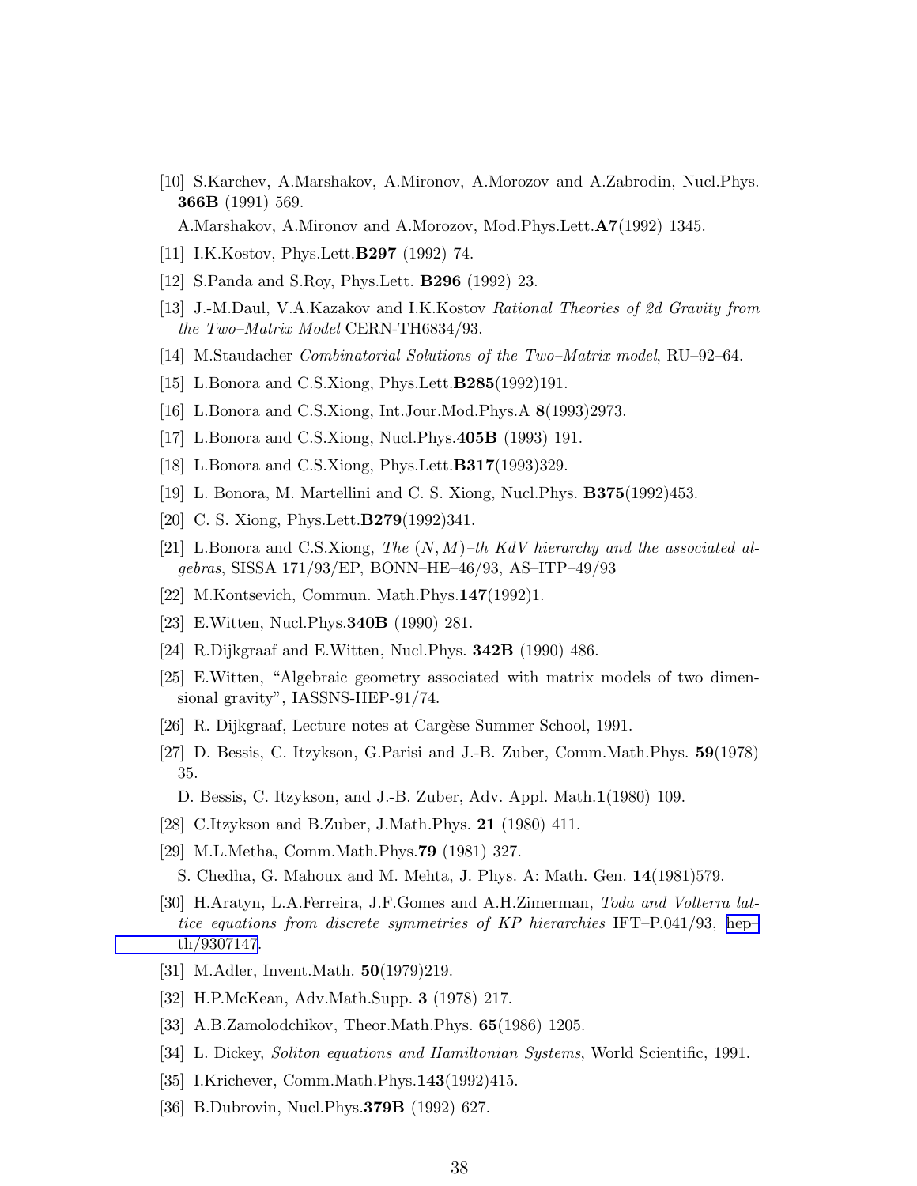[10] S.Karchev, A.Marshakov, A.Mironov, A.Morozov and A.Zabrodin, Nucl.Phys. **366B** (1991) 569.
A.Marshakov, A.Mironov and A.Morozov, Mod.Phys.Lett.**A7**(1992) 1345.

[11] I.K.Kostov, Phys.Lett.**B297** (1992) 74.

[12] S.Panda and S.Roy, Phys.Lett. **B296** (1992) 23.

[13] J.-M.Daul, V.A.Kazakov and I.K.Kostov *Rational Theories of 2d Gravity from the Two–Matrix Model* CERN-TH6834/93.

[14] M.Staudacher *Combinatorial Solutions of the Two–Matrix model*, RU–92–64.

[15] L.Bonora and C.S.Xiong, Phys.Lett.**B285**(1992)191.

[16] L.Bonora and C.S.Xiong, Int.Jour.Mod.Phys.A **8**(1993)2973.

[17] L.Bonora and C.S.Xiong, Nucl.Phys.**405B** (1993) 191.

[18] L.Bonora and C.S.Xiong, Phys.Lett.**B317**(1993)329.

[19] L. Bonora, M. Martellini and C. S. Xiong, Nucl.Phys. **B375**(1992)453.

[20] C. S. Xiong, Phys.Lett.**B279**(1992)341.

[21] L.Bonora and C.S.Xiong, *The $(N, M)$–th KdV hierarchy and the associated algebras*, SISSA 171/93/EP, BONN–HE–46/93, AS–ITP–49/93

[22] M.Kontsevich, Commun. Math.Phys.**147**(1992)1.

[23] E.Witten, Nucl.Phys.**340B** (1990) 281.

[24] R.Dijkgraaf and E.Witten, Nucl.Phys. **342B** (1990) 486.

[25] E.Witten, "Algebraic geometry associated with matrix models of two dimensional gravity", IASSNS-HEP-91/74.

[26] R. Dijkgraaf, Lecture notes at Cargèse Summer School, 1991.

[27] D. Bessis, C. Itzykson, G.Parisi and J.-B. Zuber, Comm.Math.Phys. **59**(1978) 35.
D. Bessis, C. Itzykson, and J.-B. Zuber, Adv. Appl. Math.**1**(1980) 109.

[28] C.Itzykson and B.Zuber, J.Math.Phys. **21** (1980) 411.

[29] M.L.Metha, Comm.Math.Phys.**79** (1981) 327.
S. Chedha, G. Mahoux and M. Mehta, J. Phys. A: Math. Gen. **14**(1981)579.

[30] H.Aratyn, L.A.Ferreira, J.F.Gomes and A.H.Zimerman, *Toda and Volterra lattice equations from discrete symmetries of KP hierarchies* IFT–P.041/93, hep–th/9307147.

[31] M.Adler, Invent.Math. **50**(1979)219.

[32] H.P.McKean, Adv.Math.Supp. **3** (1978) 217.

[33] A.B.Zamolodchikov, Theor.Math.Phys. **65**(1986) 1205.

[34] L. Dickey, *Soliton equations and Hamiltonian Systems*, World Scientific, 1991.

[35] I.Krichever, Comm.Math.Phys.**143**(1992)415.

[36] B.Dubrovin, Nucl.Phys.**379B** (1992) 627.